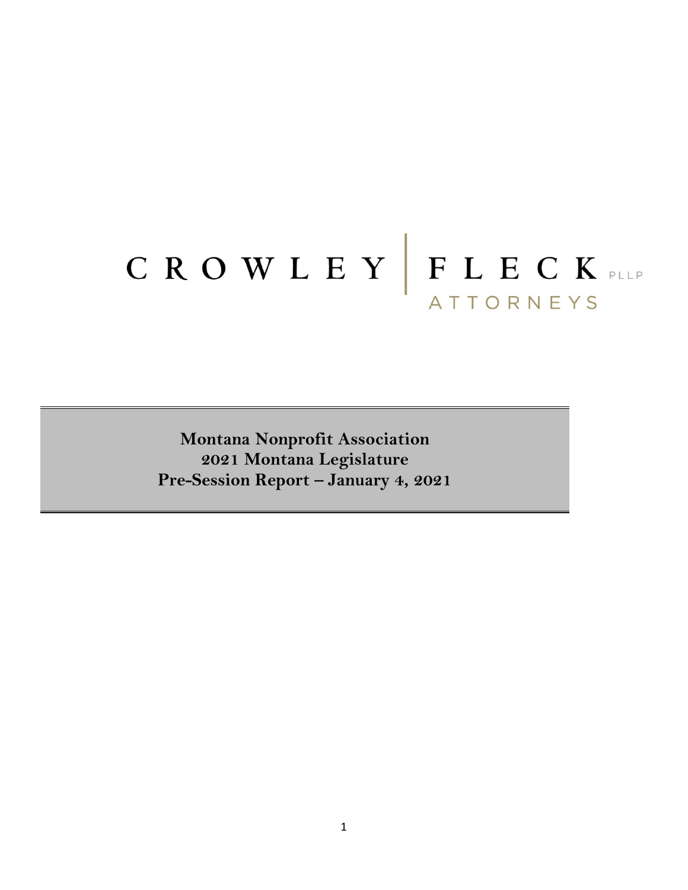CROWLEY | FLECK PLLP
ATTORNEYS

**Montana Nonprofit Association**
**2021 Montana Legislature**
**Pre-Session Report – January 4, 2021**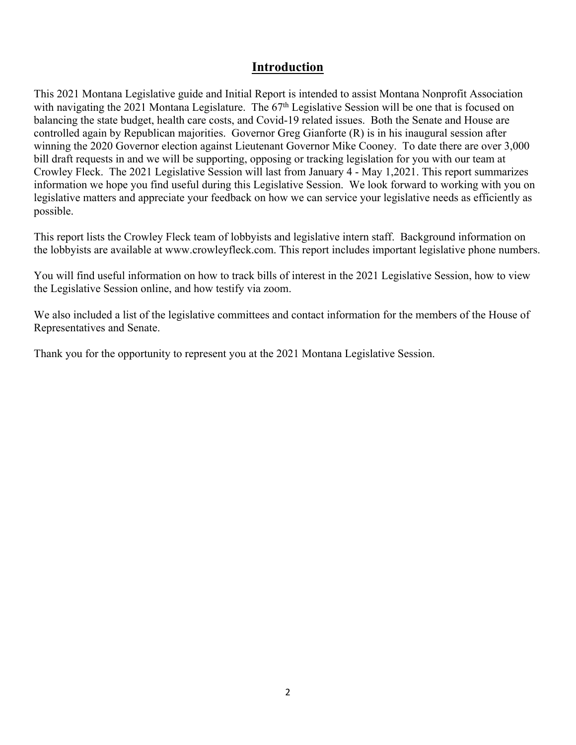## Introduction

This 2021 Montana Legislative guide and Initial Report is intended to assist Montana Nonprofit Association with navigating the 2021 Montana Legislature. The 67th Legislative Session will be one that is focused on balancing the state budget, health care costs, and Covid-19 related issues. Both the Senate and House are controlled again by Republican majorities. Governor Greg Gianforte (R) is in his inaugural session after winning the 2020 Governor election against Lieutenant Governor Mike Cooney. To date there are over 3,000 bill draft requests in and we will be supporting, opposing or tracking legislation for you with our team at Crowley Fleck. The 2021 Legislative Session will last from January 4 - May 1,2021. This report summarizes information we hope you find useful during this Legislative Session. We look forward to working with you on legislative matters and appreciate your feedback on how we can service your legislative needs as efficiently as possible.

This report lists the Crowley Fleck team of lobbyists and legislative intern staff. Background information on the lobbyists are available at www.crowleyfleck.com. This report includes important legislative phone numbers.

You will find useful information on how to track bills of interest in the 2021 Legislative Session, how to view the Legislative Session online, and how testify via zoom.

We also included a list of the legislative committees and contact information for the members of the House of Representatives and Senate.

Thank you for the opportunity to represent you at the 2021 Montana Legislative Session.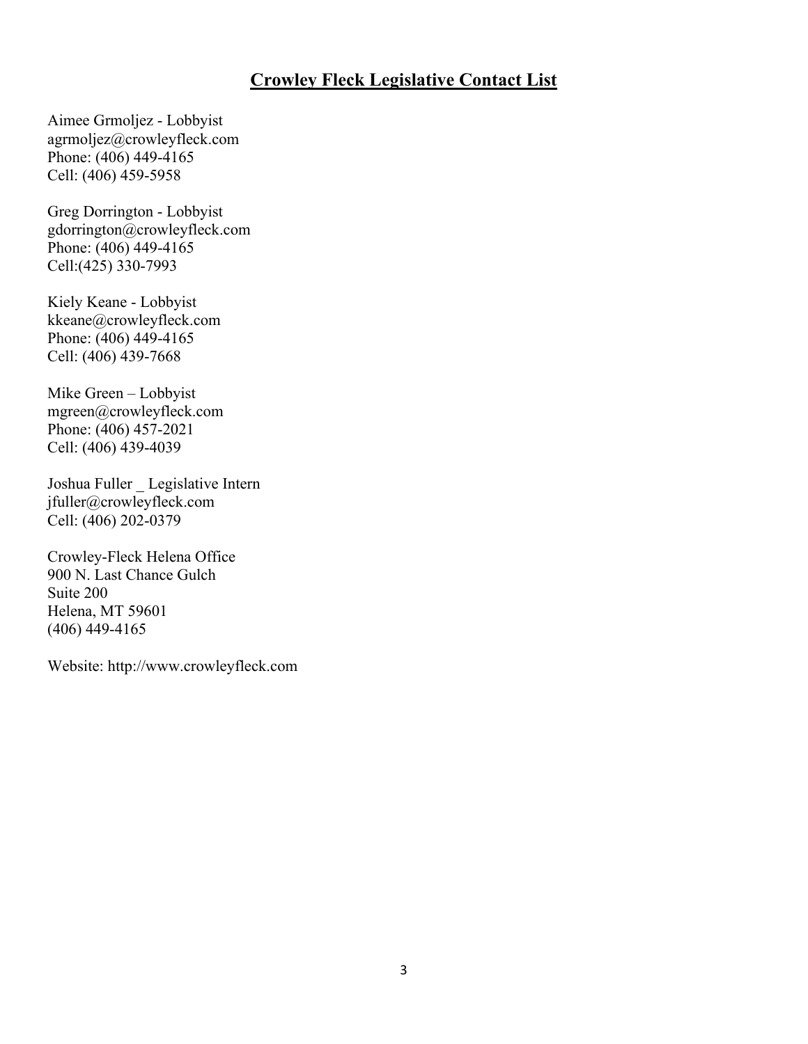## Crowley Fleck Legislative Contact List

Aimee Grmoljez - Lobbyist
agrmoljez@crowleyfleck.com
Phone: (406) 449-4165
Cell: (406) 459-5958

Greg Dorrington - Lobbyist
gdorrington@crowleyfleck.com
Phone: (406) 449-4165
Cell:(425) 330-7993

Kiely Keane - Lobbyist
kkeane@crowleyfleck.com
Phone: (406) 449-4165
Cell: (406) 439-7668

Mike Green – Lobbyist
mgreen@crowleyfleck.com
Phone: (406) 457-2021
Cell: (406) 439-4039

Joshua Fuller _ Legislative Intern
jfuller@crowleyfleck.com
Cell: (406) 202-0379

Crowley-Fleck Helena Office
900 N. Last Chance Gulch
Suite 200
Helena, MT 59601
(406) 449-4165

Website: http://www.crowleyfleck.com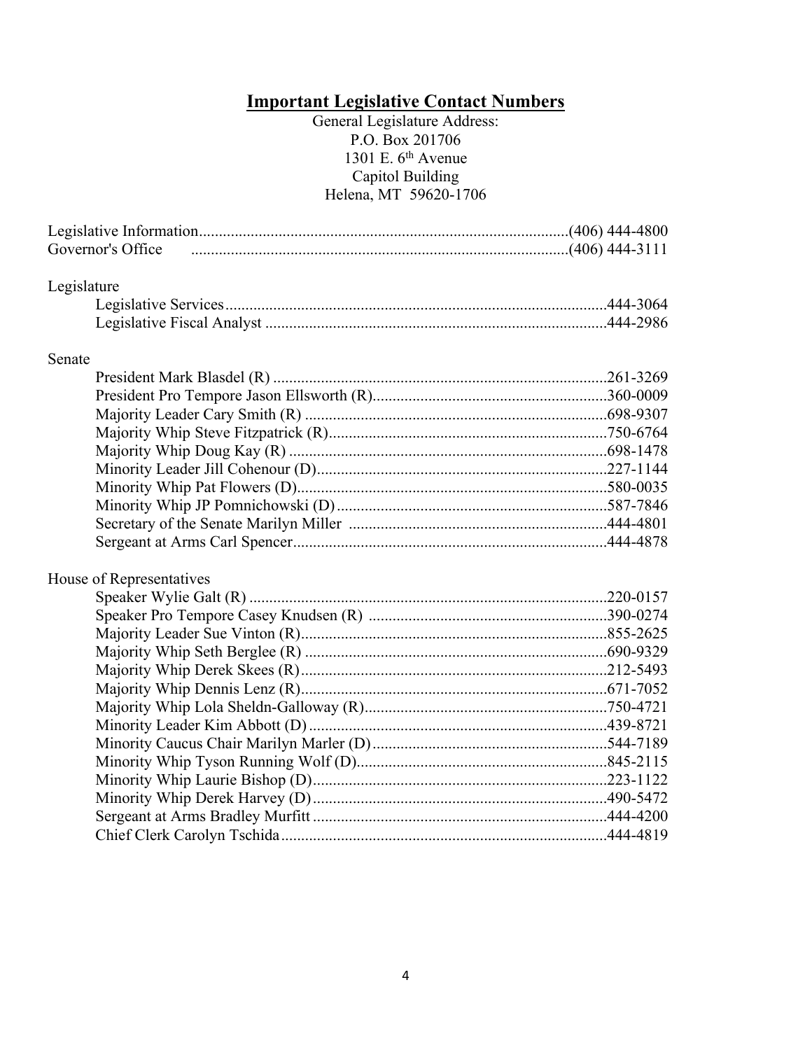# Important Legislative Contact Numbers

General Legislature Address:
P.O. Box 201706
1301 E. 6th Avenue
Capitol Building
Helena, MT 59620-1706

Legislative Information............................................................................................(406) 444-4800
Governor's Office .............................................................................................(406) 444-3111

Legislature

- Legislative Services..............................................................................................444-3064
- Legislative Fiscal Analyst ....................................................................................444-2986

Senate

- President Mark Blasdel (R) ...................................................................................261-3269
- President Pro Tempore Jason Ellsworth (R)..........................................................360-0009
- Majority Leader Cary Smith (R) ...........................................................................698-9307
- Majority Whip Steve Fitzpatrick (R).....................................................................750-6764
- Majority Whip Doug Kay (R) ...............................................................................698-1478
- Minority Leader Jill Cohenour (D)........................................................................227-1144
- Minority Whip Pat Flowers (D).............................................................................580-0035
- Minority Whip JP Pomnichowski (D)...................................................................587-7846
- Secretary of the Senate Marilyn Miller ................................................................444-4801
- Sergeant at Arms Carl Spencer..............................................................................444-4878

House of Representatives

- Speaker Wylie Galt (R) ........................................................................................220-0157
- Speaker Pro Tempore Casey Knudsen (R) ...........................................................390-0274
- Majority Leader Sue Vinton (R)............................................................................855-2625
- Majority Whip Seth Berglee (R) ...........................................................................690-9329
- Majority Whip Derek Skees (R)............................................................................212-5493
- Majority Whip Dennis Lenz (R)............................................................................671-7052
- Majority Whip Lola Sheldn-Galloway (R)............................................................750-4721
- Minority Leader Kim Abbott (D) ..........................................................................439-8721
- Minority Caucus Chair Marilyn Marler (D)..........................................................544-7189
- Minority Whip Tyson Running Wolf (D)..............................................................845-2115
- Minority Whip Laurie Bishop (D).........................................................................223-1122
- Minority Whip Derek Harvey (D).........................................................................490-5472
- Sergeant at Arms Bradley Murfitt.........................................................................444-4200
- Chief Clerk Carolyn Tschida.................................................................................444-4819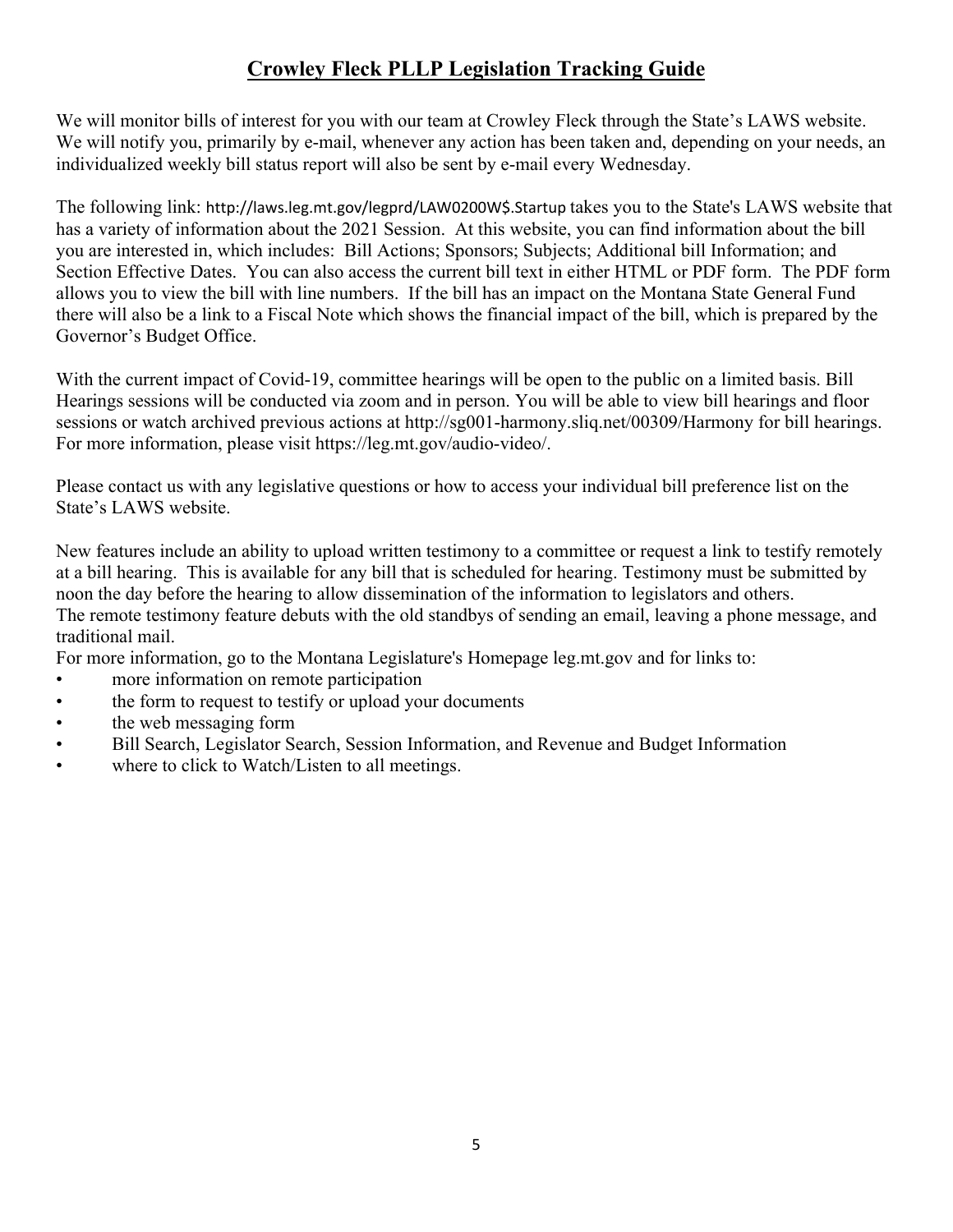## Crowley Fleck PLLP Legislation Tracking Guide

We will monitor bills of interest for you with our team at Crowley Fleck through the State's LAWS website. We will notify you, primarily by e-mail, whenever any action has been taken and, depending on your needs, an individualized weekly bill status report will also be sent by e-mail every Wednesday.

The following link: http://laws.leg.mt.gov/legprd/LAW0200W$.Startup takes you to the State's LAWS website that has a variety of information about the 2021 Session. At this website, you can find information about the bill you are interested in, which includes: Bill Actions; Sponsors; Subjects; Additional bill Information; and Section Effective Dates. You can also access the current bill text in either HTML or PDF form. The PDF form allows you to view the bill with line numbers. If the bill has an impact on the Montana State General Fund there will also be a link to a Fiscal Note which shows the financial impact of the bill, which is prepared by the Governor's Budget Office.

With the current impact of Covid-19, committee hearings will be open to the public on a limited basis. Bill Hearings sessions will be conducted via zoom and in person. You will be able to view bill hearings and floor sessions or watch archived previous actions at http://sg001-harmony.sliq.net/00309/Harmony for bill hearings. For more information, please visit https://leg.mt.gov/audio-video/.

Please contact us with any legislative questions or how to access your individual bill preference list on the State's LAWS website.

New features include an ability to upload written testimony to a committee or request a link to testify remotely at a bill hearing. This is available for any bill that is scheduled for hearing. Testimony must be submitted by noon the day before the hearing to allow dissemination of the information to legislators and others.
The remote testimony feature debuts with the old standbys of sending an email, leaving a phone message, and traditional mail.
For more information, go to the Montana Legislature's Homepage leg.mt.gov and for links to:

- more information on remote participation
- the form to request to testify or upload your documents
- the web messaging form
- Bill Search, Legislator Search, Session Information, and Revenue and Budget Information
- where to click to Watch/Listen to all meetings.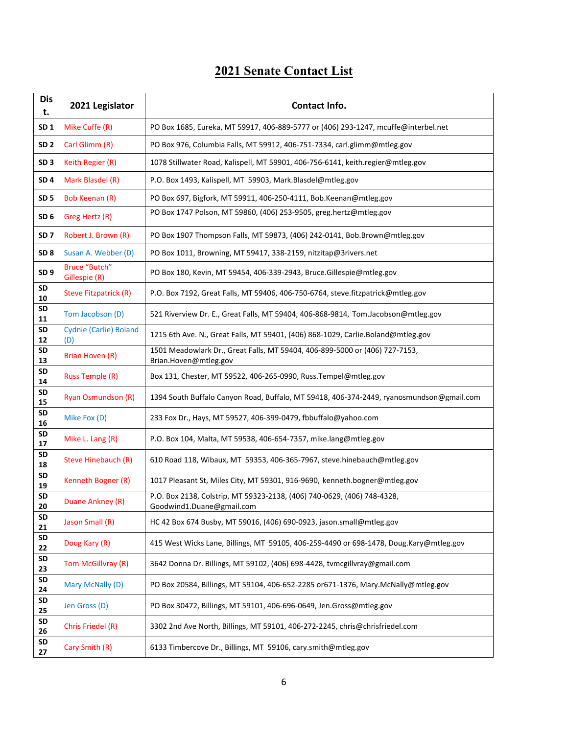# 2021 Senate Contact List

| Dist. | 2021 Legislator | Contact Info. |
|---|---|---|
| SD 1 | Mike Cuffe (R) | PO Box 1685, Eureka, MT 59917, 406-889-5777 or (406) 293-1247, mcuffe@interbel.net |
| SD 2 | Carl Glimm (R) | PO Box 976, Columbia Falls, MT 59912, 406-751-7334, carl.glimm@mtleg.gov |
| SD 3 | Keith Regier (R) | 1078 Stillwater Road, Kalispell, MT 59901, 406-756-6141, keith.regier@mtleg.gov |
| SD 4 | Mark Blasdel (R) | P.O. Box 1493, Kalispell, MT 59903, Mark.Blasdel@mtleg.gov |
| SD 5 | Bob Keenan (R) | PO Box 697, Bigfork, MT 59911, 406-250-4111, Bob.Keenan@mtleg.gov |
| SD 6 | Greg Hertz (R) | PO Box 1747 Polson, MT 59860, (406) 253-9505, greg.hertz@mtleg.gov |
| SD 7 | Robert J. Brown (R) | PO Box 1907 Thompson Falls, MT 59873, (406) 242-0141, Bob.Brown@mtleg.gov |
| SD 8 | Susan A. Webber (D) | PO Box 1011, Browning, MT 59417, 338-2159, nitzitap@3rivers.net |
| SD 9 | Bruce "Butch" Gillespie (R) | PO Box 180, Kevin, MT 59454, 406-339-2943, Bruce.Gillespie@mtleg.gov |
| SD 10 | Steve Fitzpatrick (R) | P.O. Box 7192, Great Falls, MT 59406, 406-750-6764, steve.fitzpatrick@mtleg.gov |
| SD 11 | Tom Jacobson (D) | 521 Riverview Dr. E., Great Falls, MT 59404, 406-868-9814, Tom.Jacobson@mtleg.gov |
| SD 12 | Cydnie (Carlie) Boland (D) | 1215 6th Ave. N., Great Falls, MT 59401, (406) 868-1029, Carlie.Boland@mtleg.gov |
| SD 13 | Brian Hoven (R) | 1501 Meadowlark Dr., Great Falls, MT 59404, 406-899-5000 or (406) 727-7153, Brian.Hoven@mtleg.gov |
| SD 14 | Russ Temple (R) | Box 131, Chester, MT 59522, 406-265-0990, Russ.Tempel@mtleg.gov |
| SD 15 | Ryan Osmundson (R) | 1394 South Buffalo Canyon Road, Buffalo, MT 59418, 406-374-2449, ryanosmundson@gmail.com |
| SD 16 | Mike Fox (D) | 233 Fox Dr., Hays, MT 59527, 406-399-0479, fbbuffalo@yahoo.com |
| SD 17 | Mike L. Lang (R) | P.O. Box 104, Malta, MT 59538, 406-654-7357, mike.lang@mtleg.gov |
| SD 18 | Steve Hinebauch (R) | 610 Road 118, Wibaux, MT 59353, 406-365-7967, steve.hinebauch@mtleg.gov |
| SD 19 | Kenneth Bogner (R) | 1017 Pleasant St, Miles City, MT 59301, 916-9690, kenneth.bogner@mtleg.gov |
| SD 20 | Duane Ankney (R) | P.O. Box 2138, Colstrip, MT 59323-2138, (406) 740-0629, (406) 748-4328, Goodwind1.Duane@gmail.com |
| SD 21 | Jason Small (R) | HC 42 Box 674 Busby, MT 59016, (406) 690-0923, jason.small@mtleg.gov |
| SD 22 | Doug Kary (R) | 415 West Wicks Lane, Billings, MT 59105, 406-259-4490 or 698-1478, Doug.Kary@mtleg.gov |
| SD 23 | Tom McGillvray (R) | 3642 Donna Dr. Billings, MT 59102, (406) 698-4428, tvmcgillvray@gmail.com |
| SD 24 | Mary McNally (D) | PO Box 20584, Billings, MT 59104, 406-652-2285 or671-1376, Mary.McNally@mtleg.gov |
| SD 25 | Jen Gross (D) | PO Box 30472, Billings, MT 59101, 406-696-0649, Jen.Gross@mtleg.gov |
| SD 26 | Chris Friedel (R) | 3302 2nd Ave North, Billings, MT 59101, 406-272-2245, chris@chrisfriedel.com |
| SD 27 | Cary Smith (R) | 6133 Timbercove Dr., Billings, MT 59106, cary.smith@mtleg.gov |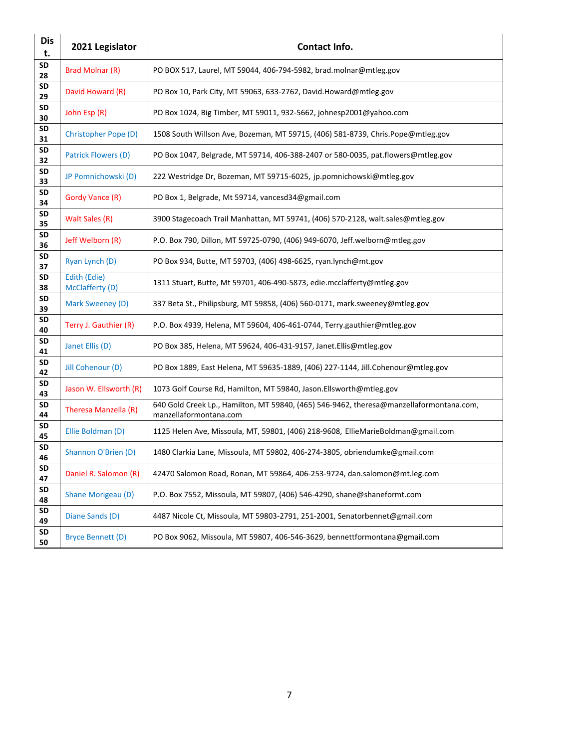| Dist. | 2021 Legislator | Contact Info. |
|---|---|---|
| SD 28 | Brad Molnar (R) | PO BOX 517, Laurel, MT 59044, 406-794-5982, brad.molnar@mtleg.gov |
| SD 29 | David Howard (R) | PO Box 10, Park City, MT 59063, 633-2762, David.Howard@mtleg.gov |
| SD 30 | John Esp (R) | PO Box 1024, Big Timber, MT 59011, 932-5662, johnesp2001@yahoo.com |
| SD 31 | Christopher Pope (D) | 1508 South Willson Ave, Bozeman, MT 59715, (406) 581-8739, Chris.Pope@mtleg.gov |
| SD 32 | Patrick Flowers (D) | PO Box 1047, Belgrade, MT 59714, 406-388-2407 or 580-0035, pat.flowers@mtleg.gov |
| SD 33 | JP Pomnichowski (D) | 222 Westridge Dr, Bozeman, MT 59715-6025, jp.pomnichowski@mtleg.gov |
| SD 34 | Gordy Vance (R) | PO Box 1, Belgrade, Mt 59714, vancesd34@gmail.com |
| SD 35 | Walt Sales (R) | 3900 Stagecoach Trail Manhattan, MT 59741, (406) 570-2128, walt.sales@mtleg.gov |
| SD 36 | Jeff Welborn (R) | P.O. Box 790, Dillon, MT 59725-0790, (406) 949-6070, Jeff.welborn@mtleg.gov |
| SD 37 | Ryan Lynch (D) | PO Box 934, Butte, MT 59703, (406) 498-6625, ryan.lynch@mt.gov |
| SD 38 | Edith (Edie) McClafferty (D) | 1311 Stuart, Butte, Mt 59701, 406-490-5873, edie.mcclafferty@mtleg.gov |
| SD 39 | Mark Sweeney (D) | 337 Beta St., Philipsburg, MT 59858, (406) 560-0171, mark.sweeney@mtleg.gov |
| SD 40 | Terry J. Gauthier (R) | P.O. Box 4939, Helena, MT 59604, 406-461-0744, Terry.gauthier@mtleg.gov |
| SD 41 | Janet Ellis (D) | PO Box 385, Helena, MT 59624, 406-431-9157, Janet.Ellis@mtleg.gov |
| SD 42 | Jill Cohenour (D) | PO Box 1889, East Helena, MT 59635-1889, (406) 227-1144, Jill.Cohenour@mtleg.gov |
| SD 43 | Jason W. Ellsworth (R) | 1073 Golf Course Rd, Hamilton, MT 59840, Jason.Ellsworth@mtleg.gov |
| SD 44 | Theresa Manzella (R) | 640 Gold Creek Lp., Hamilton, MT 59840, (465) 546-9462, theresa@manzellaformontana.com, manzellaformontana.com |
| SD 45 | Ellie Boldman (D) | 1125 Helen Ave, Missoula, MT, 59801, (406) 218-9608, EllieMarieBoldman@gmail.com |
| SD 46 | Shannon O'Brien (D) | 1480 Clarkia Lane, Missoula, MT 59802, 406-274-3805, obriendumke@gmail.com |
| SD 47 | Daniel R. Salomon (R) | 42470 Salomon Road, Ronan, MT 59864, 406-253-9724, dan.salomon@mt.leg.com |
| SD 48 | Shane Morigeau (D) | P.O. Box 7552, Missoula, MT 59807, (406) 546-4290, shane@shaneformt.com |
| SD 49 | Diane Sands (D) | 4487 Nicole Ct, Missoula, MT 59803-2791, 251-2001, Senatorbennet@gmail.com |
| SD 50 | Bryce Bennett (D) | PO Box 9062, Missoula, MT 59807, 406-546-3629, bennettformontana@gmail.com |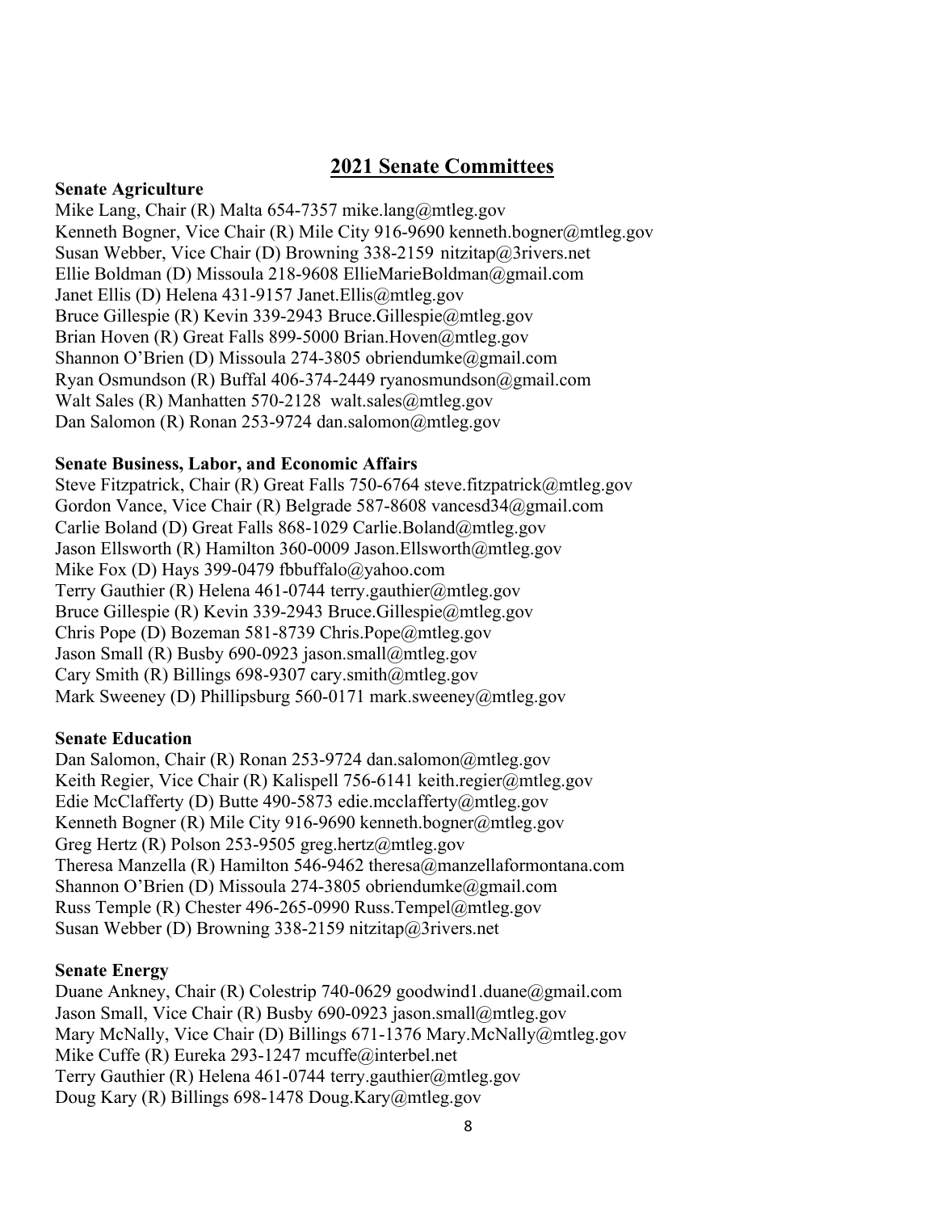## 2021 Senate Committees

**Senate Agriculture**

Mike Lang, Chair (R) Malta 654-7357 mike.lang@mtleg.gov
Kenneth Bogner, Vice Chair (R) Mile City 916-9690 kenneth.bogner@mtleg.gov
Susan Webber, Vice Chair (D) Browning 338-2159 nitzitap@3rivers.net
Ellie Boldman (D) Missoula 218-9608 EllieMarieBoldman@gmail.com
Janet Ellis (D) Helena 431-9157 Janet.Ellis@mtleg.gov
Bruce Gillespie (R) Kevin 339-2943 Bruce.Gillespie@mtleg.gov
Brian Hoven (R) Great Falls 899-5000 Brian.Hoven@mtleg.gov
Shannon O'Brien (D) Missoula 274-3805 obriendumke@gmail.com
Ryan Osmundson (R) Buffal 406-374-2449 ryanosmundson@gmail.com
Walt Sales (R) Manhatten 570-2128 walt.sales@mtleg.gov
Dan Salomon (R) Ronan 253-9724 dan.salomon@mtleg.gov

**Senate Business, Labor, and Economic Affairs**

Steve Fitzpatrick, Chair (R) Great Falls 750-6764 steve.fitzpatrick@mtleg.gov
Gordon Vance, Vice Chair (R) Belgrade 587-8608 vancesd34@gmail.com
Carlie Boland (D) Great Falls 868-1029 Carlie.Boland@mtleg.gov
Jason Ellsworth (R) Hamilton 360-0009 Jason.Ellsworth@mtleg.gov
Mike Fox (D) Hays 399-0479 fbbuffalo@yahoo.com
Terry Gauthier (R) Helena 461-0744 terry.gauthier@mtleg.gov
Bruce Gillespie (R) Kevin 339-2943 Bruce.Gillespie@mtleg.gov
Chris Pope (D) Bozeman 581-8739 Chris.Pope@mtleg.gov
Jason Small (R) Busby 690-0923 jason.small@mtleg.gov
Cary Smith (R) Billings 698-9307 cary.smith@mtleg.gov
Mark Sweeney (D) Phillipsburg 560-0171 mark.sweeney@mtleg.gov

**Senate Education**

Dan Salomon, Chair (R) Ronan 253-9724 dan.salomon@mtleg.gov
Keith Regier, Vice Chair (R) Kalispell 756-6141 keith.regier@mtleg.gov
Edie McClafferty (D) Butte 490-5873 edie.mcclafferty@mtleg.gov
Kenneth Bogner (R) Mile City 916-9690 kenneth.bogner@mtleg.gov
Greg Hertz (R) Polson 253-9505 greg.hertz@mtleg.gov
Theresa Manzella (R) Hamilton 546-9462 theresa@manzellaformontana.com
Shannon O'Brien (D) Missoula 274-3805 obriendumke@gmail.com
Russ Temple (R) Chester 496-265-0990 Russ.Tempel@mtleg.gov
Susan Webber (D) Browning 338-2159 nitzitap@3rivers.net

**Senate Energy**

Duane Ankney, Chair (R) Colestrip 740-0629 goodwind1.duane@gmail.com
Jason Small, Vice Chair (R) Busby 690-0923 jason.small@mtleg.gov
Mary McNally, Vice Chair (D) Billings 671-1376 Mary.McNally@mtleg.gov
Mike Cuffe (R) Eureka 293-1247 mcuffe@interbel.net
Terry Gauthier (R) Helena 461-0744 terry.gauthier@mtleg.gov
Doug Kary (R) Billings 698-1478 Doug.Kary@mtleg.gov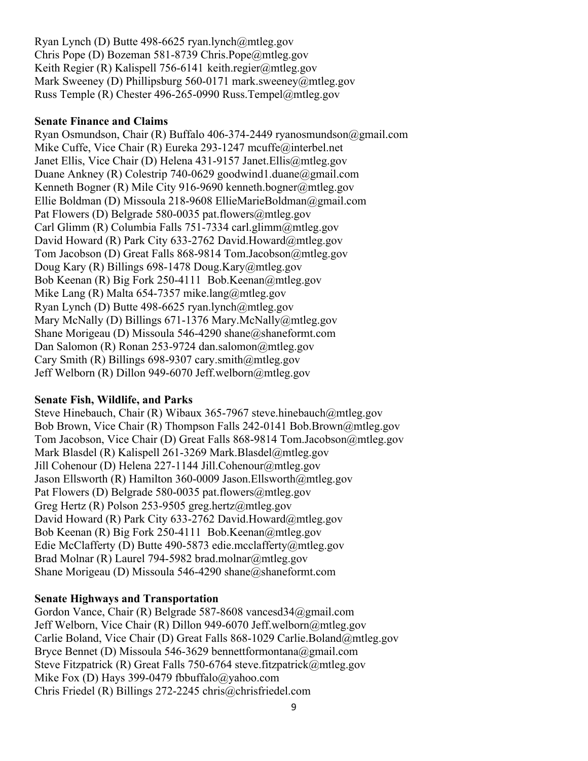Ryan Lynch (D) Butte 498-6625 ryan.lynch@mtleg.gov
Chris Pope (D) Bozeman 581-8739 Chris.Pope@mtleg.gov
Keith Regier (R) Kalispell 756-6141 keith.regier@mtleg.gov
Mark Sweeney (D) Phillipsburg 560-0171 mark.sweeney@mtleg.gov
Russ Temple (R) Chester 496-265-0990 Russ.Tempel@mtleg.gov

**Senate Finance and Claims**

Ryan Osmundson, Chair (R) Buffalo 406-374-2449 ryanosmundson@gmail.com
Mike Cuffe, Vice Chair (R) Eureka 293-1247 mcuffe@interbel.net
Janet Ellis, Vice Chair (D) Helena 431-9157 Janet.Ellis@mtleg.gov
Duane Ankney (R) Colestrip 740-0629 goodwind1.duane@gmail.com
Kenneth Bogner (R) Mile City 916-9690 kenneth.bogner@mtleg.gov
Ellie Boldman (D) Missoula 218-9608 EllieMarieBoldman@gmail.com
Pat Flowers (D) Belgrade 580-0035 pat.flowers@mtleg.gov
Carl Glimm (R) Columbia Falls 751-7334 carl.glimm@mtleg.gov
David Howard (R) Park City 633-2762 David.Howard@mtleg.gov
Tom Jacobson (D) Great Falls 868-9814 Tom.Jacobson@mtleg.gov
Doug Kary (R) Billings 698-1478 Doug.Kary@mtleg.gov
Bob Keenan (R) Big Fork 250-4111 Bob.Keenan@mtleg.gov
Mike Lang (R) Malta 654-7357 mike.lang@mtleg.gov
Ryan Lynch (D) Butte 498-6625 ryan.lynch@mtleg.gov
Mary McNally (D) Billings 671-1376 Mary.McNally@mtleg.gov
Shane Morigeau (D) Missoula 546-4290 shane@shaneformt.com
Dan Salomon (R) Ronan 253-9724 dan.salomon@mtleg.gov
Cary Smith (R) Billings 698-9307 cary.smith@mtleg.gov
Jeff Welborn (R) Dillon 949-6070 Jeff.welborn@mtleg.gov

**Senate Fish, Wildlife, and Parks**

Steve Hinebauch, Chair (R) Wibaux 365-7967 steve.hinebauch@mtleg.gov
Bob Brown, Vice Chair (R) Thompson Falls 242-0141 Bob.Brown@mtleg.gov
Tom Jacobson, Vice Chair (D) Great Falls 868-9814 Tom.Jacobson@mtleg.gov
Mark Blasdel (R) Kalispell 261-3269 Mark.Blasdel@mtleg.gov
Jill Cohenour (D) Helena 227-1144 Jill.Cohenour@mtleg.gov
Jason Ellsworth (R) Hamilton 360-0009 Jason.Ellsworth@mtleg.gov
Pat Flowers (D) Belgrade 580-0035 pat.flowers@mtleg.gov
Greg Hertz (R) Polson 253-9505 greg.hertz@mtleg.gov
David Howard (R) Park City 633-2762 David.Howard@mtleg.gov
Bob Keenan (R) Big Fork 250-4111 Bob.Keenan@mtleg.gov
Edie McClafferty (D) Butte 490-5873 edie.mcclafferty@mtleg.gov
Brad Molnar (R) Laurel 794-5982 brad.molnar@mtleg.gov
Shane Morigeau (D) Missoula 546-4290 shane@shaneformt.com

**Senate Highways and Transportation**

Gordon Vance, Chair (R) Belgrade 587-8608 vancesd34@gmail.com
Jeff Welborn, Vice Chair (R) Dillon 949-6070 Jeff.welborn@mtleg.gov
Carlie Boland, Vice Chair (D) Great Falls 868-1029 Carlie.Boland@mtleg.gov
Bryce Bennet (D) Missoula 546-3629 bennettformontana@gmail.com
Steve Fitzpatrick (R) Great Falls 750-6764 steve.fitzpatrick@mtleg.gov
Mike Fox (D) Hays 399-0479 fbbuffalo@yahoo.com
Chris Friedel (R) Billings 272-2245 chris@chrisfriedel.com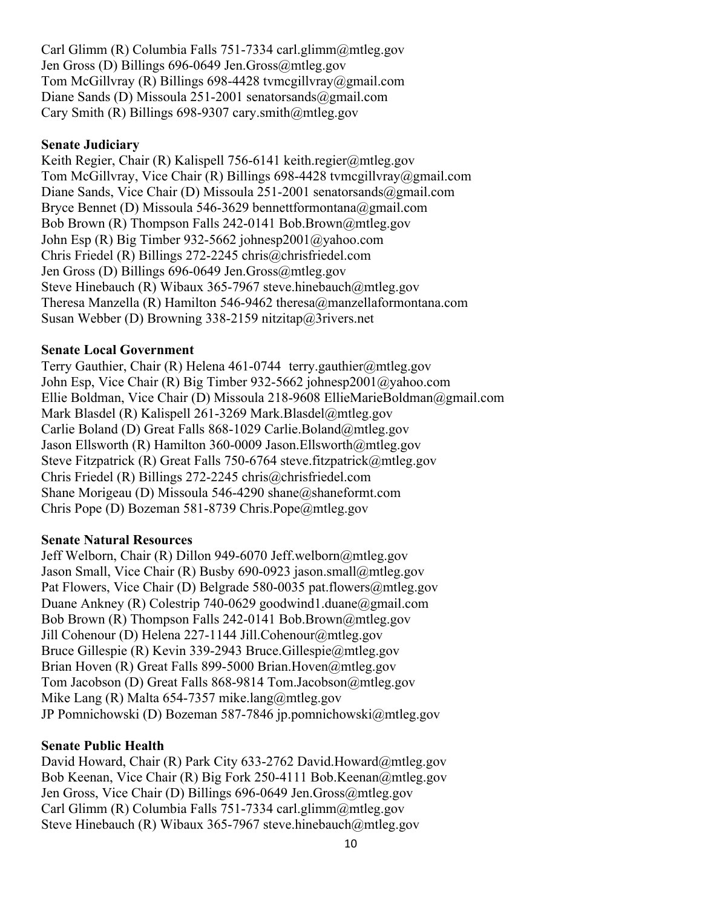Carl Glimm (R) Columbia Falls 751-7334 carl.glimm@mtleg.gov
Jen Gross (D) Billings 696-0649 Jen.Gross@mtleg.gov
Tom McGillvray (R) Billings 698-4428 tvmcgillvray@gmail.com
Diane Sands (D) Missoula 251-2001 senatorsands@gmail.com
Cary Smith (R) Billings 698-9307 cary.smith@mtleg.gov

**Senate Judiciary**

Keith Regier, Chair (R) Kalispell 756-6141 keith.regier@mtleg.gov
Tom McGillvray, Vice Chair (R) Billings 698-4428 tvmcgillvray@gmail.com
Diane Sands, Vice Chair (D) Missoula 251-2001 senatorsands@gmail.com
Bryce Bennet (D) Missoula 546-3629 bennettformontana@gmail.com
Bob Brown (R) Thompson Falls 242-0141 Bob.Brown@mtleg.gov
John Esp (R) Big Timber 932-5662 johnesp2001@yahoo.com
Chris Friedel (R) Billings 272-2245 chris@chrisfriedel.com
Jen Gross (D) Billings 696-0649 Jen.Gross@mtleg.gov
Steve Hinebauch (R) Wibaux 365-7967 steve.hinebauch@mtleg.gov
Theresa Manzella (R) Hamilton 546-9462 theresa@manzellaformontana.com
Susan Webber (D) Browning 338-2159 nitzitap@3rivers.net

**Senate Local Government**

Terry Gauthier, Chair (R) Helena 461-0744 terry.gauthier@mtleg.gov
John Esp, Vice Chair (R) Big Timber 932-5662 johnesp2001@yahoo.com
Ellie Boldman, Vice Chair (D) Missoula 218-9608 EllieMarieBoldman@gmail.com
Mark Blasdel (R) Kalispell 261-3269 Mark.Blasdel@mtleg.gov
Carlie Boland (D) Great Falls 868-1029 Carlie.Boland@mtleg.gov
Jason Ellsworth (R) Hamilton 360-0009 Jason.Ellsworth@mtleg.gov
Steve Fitzpatrick (R) Great Falls 750-6764 steve.fitzpatrick@mtleg.gov
Chris Friedel (R) Billings 272-2245 chris@chrisfriedel.com
Shane Morigeau (D) Missoula 546-4290 shane@shaneformt.com
Chris Pope (D) Bozeman 581-8739 Chris.Pope@mtleg.gov

**Senate Natural Resources**

Jeff Welborn, Chair (R) Dillon 949-6070 Jeff.welborn@mtleg.gov
Jason Small, Vice Chair (R) Busby 690-0923 jason.small@mtleg.gov
Pat Flowers, Vice Chair (D) Belgrade 580-0035 pat.flowers@mtleg.gov
Duane Ankney (R) Colestrip 740-0629 goodwind1.duane@gmail.com
Bob Brown (R) Thompson Falls 242-0141 Bob.Brown@mtleg.gov
Jill Cohenour (D) Helena 227-1144 Jill.Cohenour@mtleg.gov
Bruce Gillespie (R) Kevin 339-2943 Bruce.Gillespie@mtleg.gov
Brian Hoven (R) Great Falls 899-5000 Brian.Hoven@mtleg.gov
Tom Jacobson (D) Great Falls 868-9814 Tom.Jacobson@mtleg.gov
Mike Lang (R) Malta 654-7357 mike.lang@mtleg.gov
JP Pomnichowski (D) Bozeman 587-7846 jp.pomnichowski@mtleg.gov

**Senate Public Health**

David Howard, Chair (R) Park City 633-2762 David.Howard@mtleg.gov
Bob Keenan, Vice Chair (R) Big Fork 250-4111 Bob.Keenan@mtleg.gov
Jen Gross, Vice Chair (D) Billings 696-0649 Jen.Gross@mtleg.gov
Carl Glimm (R) Columbia Falls 751-7334 carl.glimm@mtleg.gov
Steve Hinebauch (R) Wibaux 365-7967 steve.hinebauch@mtleg.gov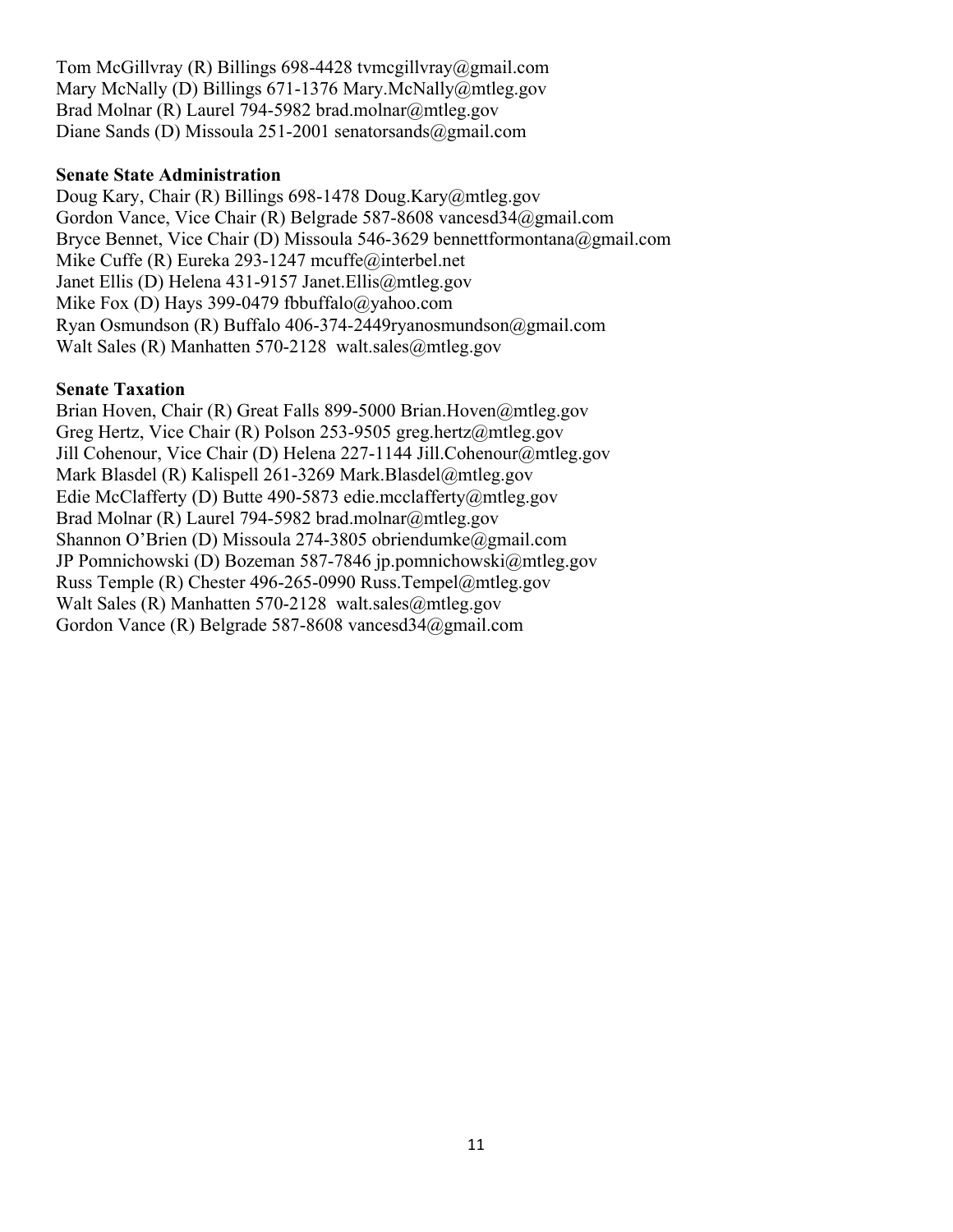Tom McGillvray (R) Billings 698-4428 tvmcgillvray@gmail.com
Mary McNally (D) Billings 671-1376 Mary.McNally@mtleg.gov
Brad Molnar (R) Laurel 794-5982 brad.molnar@mtleg.gov
Diane Sands (D) Missoula 251-2001 senatorsands@gmail.com

**Senate State Administration**

Doug Kary, Chair (R) Billings 698-1478 Doug.Kary@mtleg.gov
Gordon Vance, Vice Chair (R) Belgrade 587-8608 vancesd34@gmail.com
Bryce Bennet, Vice Chair (D) Missoula 546-3629 bennettformontana@gmail.com
Mike Cuffe (R) Eureka 293-1247 mcuffe@interbel.net
Janet Ellis (D) Helena 431-9157 Janet.Ellis@mtleg.gov
Mike Fox (D) Hays 399-0479 fbbuffalo@yahoo.com
Ryan Osmundson (R) Buffalo 406-374-2449ryanosmundson@gmail.com
Walt Sales (R) Manhatten 570-2128 walt.sales@mtleg.gov

**Senate Taxation**

Brian Hoven, Chair (R) Great Falls 899-5000 Brian.Hoven@mtleg.gov
Greg Hertz, Vice Chair (R) Polson 253-9505 greg.hertz@mtleg.gov
Jill Cohenour, Vice Chair (D) Helena 227-1144 Jill.Cohenour@mtleg.gov
Mark Blasdel (R) Kalispell 261-3269 Mark.Blasdel@mtleg.gov
Edie McClafferty (D) Butte 490-5873 edie.mcclafferty@mtleg.gov
Brad Molnar (R) Laurel 794-5982 brad.molnar@mtleg.gov
Shannon O'Brien (D) Missoula 274-3805 obriendumke@gmail.com
JP Pomnichowski (D) Bozeman 587-7846 jp.pomnichowski@mtleg.gov
Russ Temple (R) Chester 496-265-0990 Russ.Tempel@mtleg.gov
Walt Sales (R) Manhatten 570-2128 walt.sales@mtleg.gov
Gordon Vance (R) Belgrade 587-8608 vancesd34@gmail.com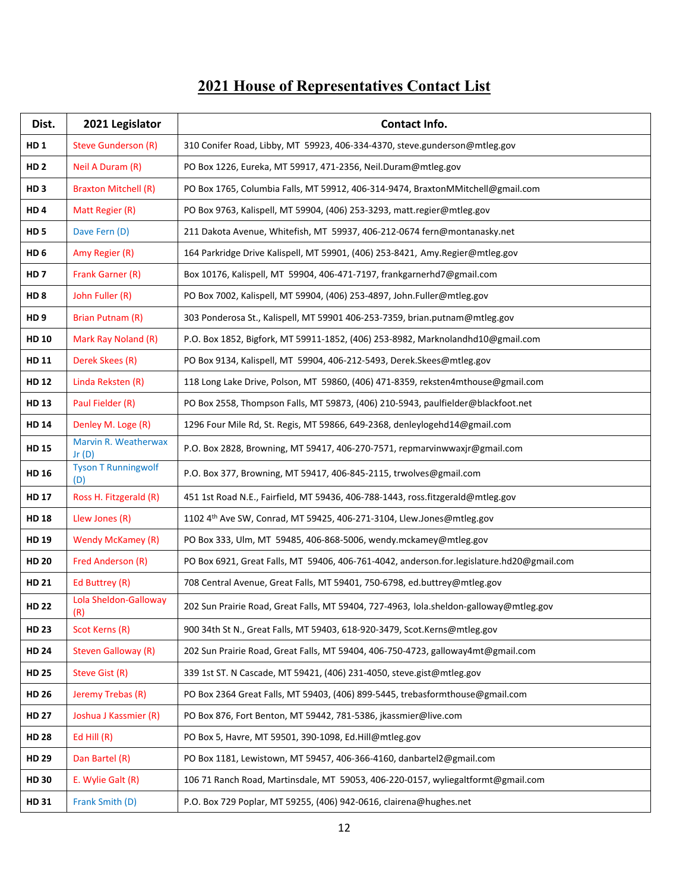# 2021 House of Representatives Contact List

| Dist. | 2021 Legislator | Contact Info. |
|---|---|---|
| HD 1 | Steve Gunderson (R) | 310 Conifer Road, Libby, MT 59923, 406-334-4370, steve.gunderson@mtleg.gov |
| HD 2 | Neil A Duram (R) | PO Box 1226, Eureka, MT 59917, 471-2356, Neil.Duram@mtleg.gov |
| HD 3 | Braxton Mitchell (R) | PO Box 1765, Columbia Falls, MT 59912, 406-314-9474, BraxtonMMitchell@gmail.com |
| HD 4 | Matt Regier (R) | PO Box 9763, Kalispell, MT 59904, (406) 253-3293, matt.regier@mtleg.gov |
| HD 5 | Dave Fern (D) | 211 Dakota Avenue, Whitefish, MT 59937, 406-212-0674 fern@montanasky.net |
| HD 6 | Amy Regier (R) | 164 Parkridge Drive Kalispell, MT 59901, (406) 253-8421, Amy.Regier@mtleg.gov |
| HD 7 | Frank Garner (R) | Box 10176, Kalispell, MT 59904, 406-471-7197, frankgarnerhd7@gmail.com |
| HD 8 | John Fuller (R) | PO Box 7002, Kalispell, MT 59904, (406) 253-4897, John.Fuller@mtleg.gov |
| HD 9 | Brian Putnam (R) | 303 Ponderosa St., Kalispell, MT 59901 406-253-7359, brian.putnam@mtleg.gov |
| HD 10 | Mark Ray Noland (R) | P.O. Box 1852, Bigfork, MT 59911-1852, (406) 253-8982, Marknolandhd10@gmail.com |
| HD 11 | Derek Skees (R) | PO Box 9134, Kalispell, MT 59904, 406-212-5493, Derek.Skees@mtleg.gov |
| HD 12 | Linda Reksten (R) | 118 Long Lake Drive, Polson, MT 59860, (406) 471-8359, reksten4mthouse@gmail.com |
| HD 13 | Paul Fielder (R) | PO Box 2558, Thompson Falls, MT 59873, (406) 210-5943, paulfielder@blackfoot.net |
| HD 14 | Denley M. Loge (R) | 1296 Four Mile Rd, St. Regis, MT 59866, 649-2368, denleylogehd14@gmail.com |
| HD 15 | Marvin R. Weatherwax Jr (D) | P.O. Box 2828, Browning, MT 59417, 406-270-7571, repmarvinwwaxjr@gmail.com |
| HD 16 | Tyson T Runningwolf (D) | P.O. Box 377, Browning, MT 59417, 406-845-2115, trwolves@gmail.com |
| HD 17 | Ross H. Fitzgerald (R) | 451 1st Road N.E., Fairfield, MT 59436, 406-788-1443, ross.fitzgerald@mtleg.gov |
| HD 18 | Llew Jones (R) | 1102 4th Ave SW, Conrad, MT 59425, 406-271-3104, Llew.Jones@mtleg.gov |
| HD 19 | Wendy McKamey (R) | PO Box 333, Ulm, MT 59485, 406-868-5006, wendy.mckamey@mtleg.gov |
| HD 20 | Fred Anderson (R) | PO Box 6921, Great Falls, MT 59406, 406-761-4042, anderson.for.legislature.hd20@gmail.com |
| HD 21 | Ed Buttrey (R) | 708 Central Avenue, Great Falls, MT 59401, 750-6798, ed.buttrey@mtleg.gov |
| HD 22 | Lola Sheldon-Galloway (R) | 202 Sun Prairie Road, Great Falls, MT 59404, 727-4963, lola.sheldon-galloway@mtleg.gov |
| HD 23 | Scot Kerns (R) | 900 34th St N., Great Falls, MT 59403, 618-920-3479, Scot.Kerns@mtleg.gov |
| HD 24 | Steven Galloway (R) | 202 Sun Prairie Road, Great Falls, MT 59404, 406-750-4723, galloway4mt@gmail.com |
| HD 25 | Steve Gist (R) | 339 1st ST. N Cascade, MT 59421, (406) 231-4050, steve.gist@mtleg.gov |
| HD 26 | Jeremy Trebas (R) | PO Box 2364 Great Falls, MT 59403, (406) 899-5445, trebasformthouse@gmail.com |
| HD 27 | Joshua J Kassmier (R) | PO Box 876, Fort Benton, MT 59442, 781-5386, jkassmier@live.com |
| HD 28 | Ed Hill (R) | PO Box 5, Havre, MT 59501, 390-1098, Ed.Hill@mtleg.gov |
| HD 29 | Dan Bartel (R) | PO Box 1181, Lewistown, MT 59457, 406-366-4160, danbartel2@gmail.com |
| HD 30 | E. Wylie Galt (R) | 106 71 Ranch Road, Martinsdale, MT 59053, 406-220-0157, wyliegaltformt@gmail.com |
| HD 31 | Frank Smith (D) | P.O. Box 729 Poplar, MT 59255, (406) 942-0616, clairena@hughes.net |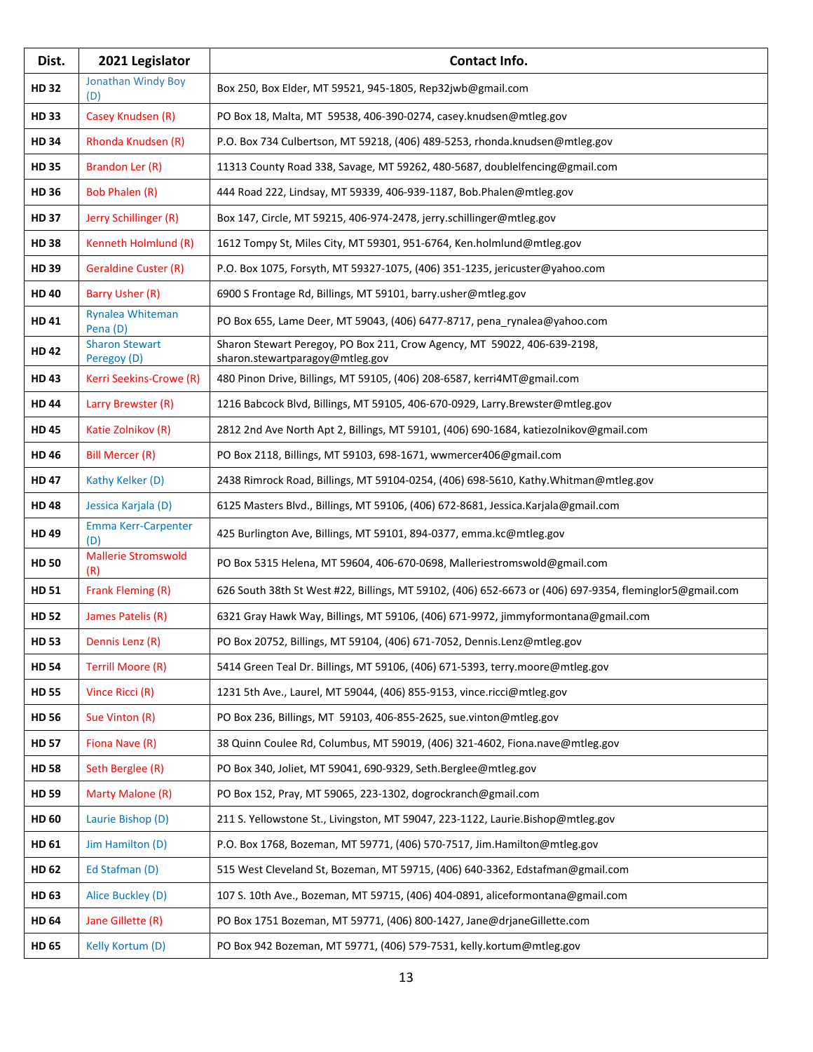| Dist. | 2021 Legislator | Contact Info. |
|---|---|---|
| HD 32 | Jonathan Windy Boy (D) | Box 250, Box Elder, MT 59521, 945-1805, Rep32jwb@gmail.com |
| HD 33 | Casey Knudsen (R) | PO Box 18, Malta, MT 59538, 406-390-0274, casey.knudsen@mtleg.gov |
| HD 34 | Rhonda Knudsen (R) | P.O. Box 734 Culbertson, MT 59218, (406) 489-5253, rhonda.knudsen@mtleg.gov |
| HD 35 | Brandon Ler (R) | 11313 County Road 338, Savage, MT 59262, 480-5687, doublelfencing@gmail.com |
| HD 36 | Bob Phalen (R) | 444 Road 222, Lindsay, MT 59339, 406-939-1187, Bob.Phalen@mtleg.gov |
| HD 37 | Jerry Schillinger (R) | Box 147, Circle, MT 59215, 406-974-2478, jerry.schillinger@mtleg.gov |
| HD 38 | Kenneth Holmlund (R) | 1612 Tompy St, Miles City, MT 59301, 951-6764, Ken.holmlund@mtleg.gov |
| HD 39 | Geraldine Custer (R) | P.O. Box 1075, Forsyth, MT 59327-1075, (406) 351-1235, jericuster@yahoo.com |
| HD 40 | Barry Usher (R) | 6900 S Frontage Rd, Billings, MT 59101, barry.usher@mtleg.gov |
| HD 41 | Rynalea Whiteman Pena (D) | PO Box 655, Lame Deer, MT 59043, (406) 6477-8717, pena_rynalea@yahoo.com |
| HD 42 | Sharon Stewart Peregoy (D) | Sharon Stewart Peregoy, PO Box 211, Crow Agency, MT 59022, 406-639-2198, sharon.stewartparagoy@mtleg.gov |
| HD 43 | Kerri Seekins-Crowe (R) | 480 Pinon Drive, Billings, MT 59105, (406) 208-6587, kerri4MT@gmail.com |
| HD 44 | Larry Brewster (R) | 1216 Babcock Blvd, Billings, MT 59105, 406-670-0929, Larry.Brewster@mtleg.gov |
| HD 45 | Katie Zolnikov (R) | 2812 2nd Ave North Apt 2, Billings, MT 59101, (406) 690-1684, katiezolnikov@gmail.com |
| HD 46 | Bill Mercer (R) | PO Box 2118, Billings, MT 59103, 698-1671, wwmercer406@gmail.com |
| HD 47 | Kathy Kelker (D) | 2438 Rimrock Road, Billings, MT 59104-0254, (406) 698-5610, Kathy.Whitman@mtleg.gov |
| HD 48 | Jessica Karjala (D) | 6125 Masters Blvd., Billings, MT 59106, (406) 672-8681, Jessica.Karjala@gmail.com |
| HD 49 | Emma Kerr-Carpenter (D) | 425 Burlington Ave, Billings, MT 59101, 894-0377, emma.kc@mtleg.gov |
| HD 50 | Mallerie Stromswold (R) | PO Box 5315 Helena, MT 59604, 406-670-0698, Malleriestromswold@gmail.com |
| HD 51 | Frank Fleming (R) | 626 South 38th St West #22, Billings, MT 59102, (406) 652-6673 or (406) 697-9354, fleminglor5@gmail.com |
| HD 52 | James Patelis (R) | 6321 Gray Hawk Way, Billings, MT 59106, (406) 671-9972, jimmyformontana@gmail.com |
| HD 53 | Dennis Lenz (R) | PO Box 20752, Billings, MT 59104, (406) 671-7052, Dennis.Lenz@mtleg.gov |
| HD 54 | Terrill Moore (R) | 5414 Green Teal Dr. Billings, MT 59106, (406) 671-5393, terry.moore@mtleg.gov |
| HD 55 | Vince Ricci (R) | 1231 5th Ave., Laurel, MT 59044, (406) 855-9153, vince.ricci@mtleg.gov |
| HD 56 | Sue Vinton (R) | PO Box 236, Billings, MT 59103, 406-855-2625, sue.vinton@mtleg.gov |
| HD 57 | Fiona Nave (R) | 38 Quinn Coulee Rd, Columbus, MT 59019, (406) 321-4602, Fiona.nave@mtleg.gov |
| HD 58 | Seth Berglee (R) | PO Box 340, Joliet, MT 59041, 690-9329, Seth.Berglee@mtleg.gov |
| HD 59 | Marty Malone (R) | PO Box 152, Pray, MT 59065, 223-1302, dogrockranch@gmail.com |
| HD 60 | Laurie Bishop (D) | 211 S. Yellowstone St., Livingston, MT 59047, 223-1122, Laurie.Bishop@mtleg.gov |
| HD 61 | Jim Hamilton (D) | P.O. Box 1768, Bozeman, MT 59771, (406) 570-7517, Jim.Hamilton@mtleg.gov |
| HD 62 | Ed Stafman (D) | 515 West Cleveland St, Bozeman, MT 59715, (406) 640-3362, Edstafman@gmail.com |
| HD 63 | Alice Buckley (D) | 107 S. 10th Ave., Bozeman, MT 59715, (406) 404-0891, aliceformontana@gmail.com |
| HD 64 | Jane Gillette (R) | PO Box 1751 Bozeman, MT 59771, (406) 800-1427, Jane@drjaneGillette.com |
| HD 65 | Kelly Kortum (D) | PO Box 942 Bozeman, MT 59771, (406) 579-7531, kelly.kortum@mtleg.gov |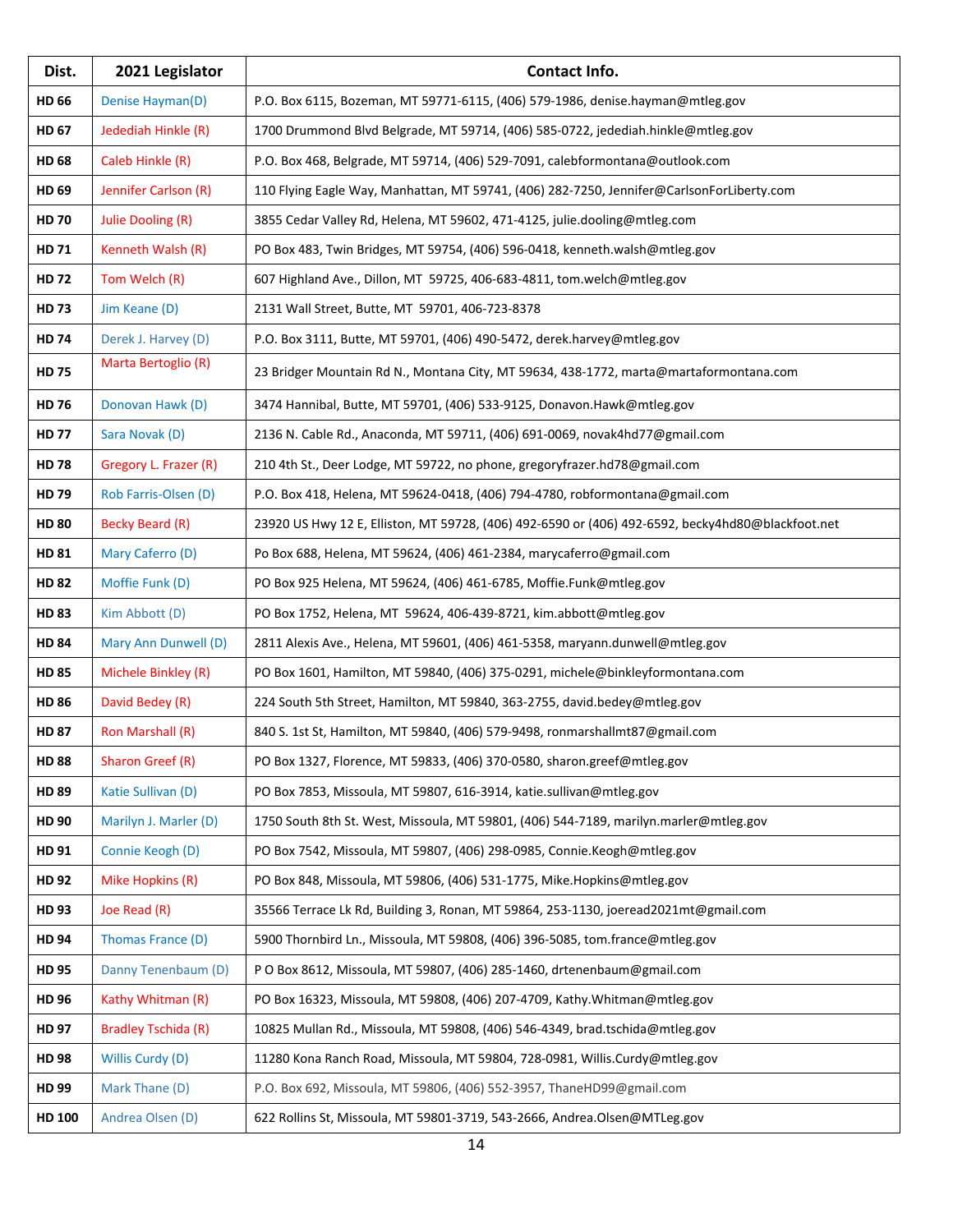| Dist. | 2021 Legislator | Contact Info. |
|---|---|---|
| **HD 66** | Denise Hayman(D) | P.O. Box 6115, Bozeman, MT 59771-6115, (406) 579-1986, denise.hayman@mtleg.gov |
| **HD 67** | Jedediah Hinkle (R) | 1700 Drummond Blvd Belgrade, MT 59714, (406) 585-0722, jedediah.hinkle@mtleg.gov |
| **HD 68** | Caleb Hinkle (R) | P.O. Box 468, Belgrade, MT 59714, (406) 529-7091, calebformontana@outlook.com |
| **HD 69** | Jennifer Carlson (R) | 110 Flying Eagle Way, Manhattan, MT 59741, (406) 282-7250, Jennifer@CarlsonForLiberty.com |
| **HD 70** | Julie Dooling (R) | 3855 Cedar Valley Rd, Helena, MT 59602, 471-4125, julie.dooling@mtleg.com |
| **HD 71** | Kenneth Walsh (R) | PO Box 483, Twin Bridges, MT 59754, (406) 596-0418, kenneth.walsh@mtleg.gov |
| **HD 72** | Tom Welch (R) | 607 Highland Ave., Dillon, MT 59725, 406-683-4811, tom.welch@mtleg.gov |
| **HD 73** | Jim Keane (D) | 2131 Wall Street, Butte, MT 59701, 406-723-8378 |
| **HD 74** | Derek J. Harvey (D) | P.O. Box 3111, Butte, MT 59701, (406) 490-5472, derek.harvey@mtleg.gov |
| **HD 75** | Marta Bertoglio (R) | 23 Bridger Mountain Rd N., Montana City, MT 59634, 438-1772, marta@martaformontana.com |
| **HD 76** | Donovan Hawk (D) | 3474 Hannibal, Butte, MT 59701, (406) 533-9125, Donavon.Hawk@mtleg.gov |
| **HD 77** | Sara Novak (D) | 2136 N. Cable Rd., Anaconda, MT 59711, (406) 691-0069, novak4hd77@gmail.com |
| **HD 78** | Gregory L. Frazer (R) | 210 4th St., Deer Lodge, MT 59722, no phone, gregoryfrazer.hd78@gmail.com |
| **HD 79** | Rob Farris-Olsen (D) | P.O. Box 418, Helena, MT 59624-0418, (406) 794-4780, robformontana@gmail.com |
| **HD 80** | Becky Beard (R) | 23920 US Hwy 12 E, Elliston, MT 59728, (406) 492-6590 or (406) 492-6592, becky4hd80@blackfoot.net |
| **HD 81** | Mary Caferro (D) | Po Box 688, Helena, MT 59624, (406) 461-2384, marycaferro@gmail.com |
| **HD 82** | Moffie Funk (D) | PO Box 925 Helena, MT 59624, (406) 461-6785, Moffie.Funk@mtleg.gov |
| **HD 83** | Kim Abbott (D) | PO Box 1752, Helena, MT 59624, 406-439-8721, kim.abbott@mtleg.gov |
| **HD 84** | Mary Ann Dunwell (D) | 2811 Alexis Ave., Helena, MT 59601, (406) 461-5358, maryann.dunwell@mtleg.gov |
| **HD 85** | Michele Binkley (R) | PO Box 1601, Hamilton, MT 59840, (406) 375-0291, michele@binkleyformontana.com |
| **HD 86** | David Bedey (R) | 224 South 5th Street, Hamilton, MT 59840, 363-2755, david.bedey@mtleg.gov |
| **HD 87** | Ron Marshall (R) | 840 S. 1st St, Hamilton, MT 59840, (406) 579-9498, ronmarshallmt87@gmail.com |
| **HD 88** | Sharon Greef (R) | PO Box 1327, Florence, MT 59833, (406) 370-0580, sharon.greef@mtleg.gov |
| **HD 89** | Katie Sullivan (D) | PO Box 7853, Missoula, MT 59807, 616-3914, katie.sullivan@mtleg.gov |
| **HD 90** | Marilyn J. Marler (D) | 1750 South 8th St. West, Missoula, MT 59801, (406) 544-7189, marilyn.marler@mtleg.gov |
| **HD 91** | Connie Keogh (D) | PO Box 7542, Missoula, MT 59807, (406) 298-0985, Connie.Keogh@mtleg.gov |
| **HD 92** | Mike Hopkins (R) | PO Box 848, Missoula, MT 59806, (406) 531-1775, Mike.Hopkins@mtleg.gov |
| **HD 93** | Joe Read (R) | 35566 Terrace Lk Rd, Building 3, Ronan, MT 59864, 253-1130, joeread2021mt@gmail.com |
| **HD 94** | Thomas France (D) | 5900 Thornbird Ln., Missoula, MT 59808, (406) 396-5085, tom.france@mtleg.gov |
| **HD 95** | Danny Tenenbaum (D) | P O Box 8612, Missoula, MT 59807, (406) 285-1460, drtenenbaum@gmail.com |
| **HD 96** | Kathy Whitman (R) | PO Box 16323, Missoula, MT 59808, (406) 207-4709, Kathy.Whitman@mtleg.gov |
| **HD 97** | Bradley Tschida (R) | 10825 Mullan Rd., Missoula, MT 59808, (406) 546-4349, brad.tschida@mtleg.gov |
| **HD 98** | Willis Curdy (D) | 11280 Kona Ranch Road, Missoula, MT 59804, 728-0981, Willis.Curdy@mtleg.gov |
| **HD 99** | Mark Thane (D) | P.O. Box 692, Missoula, MT 59806, (406) 552-3957, ThaneHD99@gmail.com |
| **HD 100** | Andrea Olsen (D) | 622 Rollins St, Missoula, MT 59801-3719, 543-2666, Andrea.Olsen@MTLeg.gov |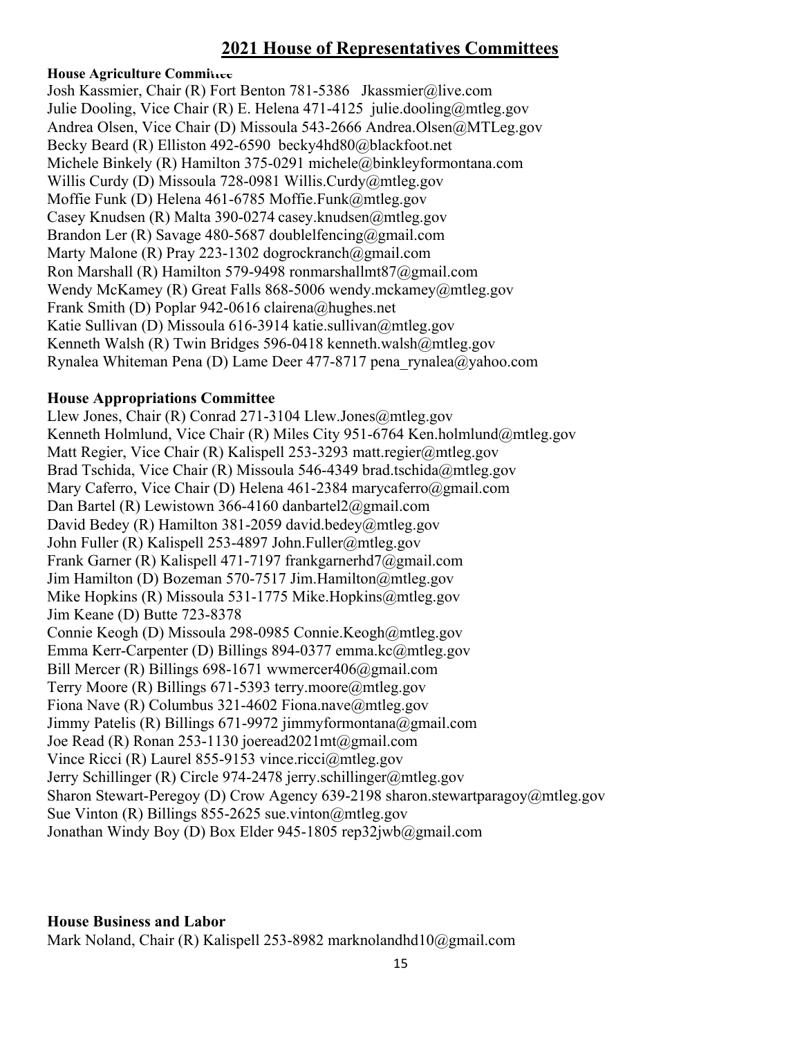# 2021 House of Representatives Committees

**House Agriculture Committee**

Josh Kassmier, Chair (R) Fort Benton 781-5386 Jkassmier@live.com
Julie Dooling, Vice Chair (R) E. Helena 471-4125 julie.dooling@mtleg.gov
Andrea Olsen, Vice Chair (D) Missoula 543-2666 Andrea.Olsen@MTLeg.gov
Becky Beard (R) Elliston 492-6590 becky4hd80@blackfoot.net
Michele Binkely (R) Hamilton 375-0291 michele@binkleyformontana.com
Willis Curdy (D) Missoula 728-0981 Willis.Curdy@mtleg.gov
Moffie Funk (D) Helena 461-6785 Moffie.Funk@mtleg.gov
Casey Knudsen (R) Malta 390-0274 casey.knudsen@mtleg.gov
Brandon Ler (R) Savage 480-5687 doublelfencing@gmail.com
Marty Malone (R) Pray 223-1302 dogrockranch@gmail.com
Ron Marshall (R) Hamilton 579-9498 ronmarshallmt87@gmail.com
Wendy McKamey (R) Great Falls 868-5006 wendy.mckamey@mtleg.gov
Frank Smith (D) Poplar 942-0616 clairena@hughes.net
Katie Sullivan (D) Missoula 616-3914 katie.sullivan@mtleg.gov
Kenneth Walsh (R) Twin Bridges 596-0418 kenneth.walsh@mtleg.gov
Rynalea Whiteman Pena (D) Lame Deer 477-8717 pena_rynalea@yahoo.com

**House Appropriations Committee**

Llew Jones, Chair (R) Conrad 271-3104 Llew.Jones@mtleg.gov
Kenneth Holmlund, Vice Chair (R) Miles City 951-6764 Ken.holmlund@mtleg.gov
Matt Regier, Vice Chair (R) Kalispell 253-3293 matt.regier@mtleg.gov
Brad Tschida, Vice Chair (R) Missoula 546-4349 brad.tschida@mtleg.gov
Mary Caferro, Vice Chair (D) Helena 461-2384 marycaferro@gmail.com
Dan Bartel (R) Lewistown 366-4160 danbartel2@gmail.com
David Bedey (R) Hamilton 381-2059 david.bedey@mtleg.gov
John Fuller (R) Kalispell 253-4897 John.Fuller@mtleg.gov
Frank Garner (R) Kalispell 471-7197 frankgarnerhd7@gmail.com
Jim Hamilton (D) Bozeman 570-7517 Jim.Hamilton@mtleg.gov
Mike Hopkins (R) Missoula 531-1775 Mike.Hopkins@mtleg.gov
Jim Keane (D) Butte 723-8378
Connie Keogh (D) Missoula 298-0985 Connie.Keogh@mtleg.gov
Emma Kerr-Carpenter (D) Billings 894-0377 emma.kc@mtleg.gov
Bill Mercer (R) Billings 698-1671 wwmercer406@gmail.com
Terry Moore (R) Billings 671-5393 terry.moore@mtleg.gov
Fiona Nave (R) Columbus 321-4602 Fiona.nave@mtleg.gov
Jimmy Patelis (R) Billings 671-9972 jimmyformontana@gmail.com
Joe Read (R) Ronan 253-1130 joeread2021mt@gmail.com
Vince Ricci (R) Laurel 855-9153 vince.ricci@mtleg.gov
Jerry Schillinger (R) Circle 974-2478 jerry.schillinger@mtleg.gov
Sharon Stewart-Peregoy (D) Crow Agency 639-2198 sharon.stewartparagoy@mtleg.gov
Sue Vinton (R) Billings 855-2625 sue.vinton@mtleg.gov
Jonathan Windy Boy (D) Box Elder 945-1805 rep32jwb@gmail.com

**House Business and Labor**

Mark Noland, Chair (R) Kalispell 253-8982 marknolandhd10@gmail.com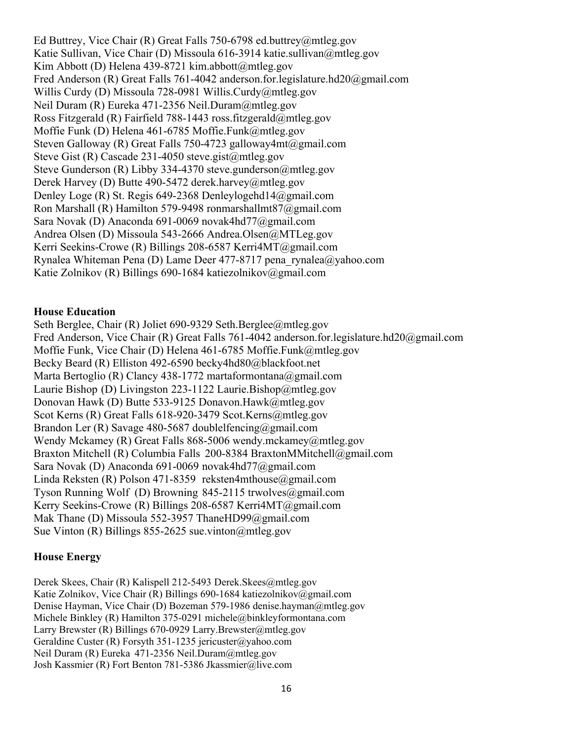Ed Buttrey, Vice Chair (R) Great Falls 750-6798 ed.buttrey@mtleg.gov
Katie Sullivan, Vice Chair (D) Missoula 616-3914 katie.sullivan@mtleg.gov
Kim Abbott (D) Helena 439-8721 kim.abbott@mtleg.gov
Fred Anderson (R) Great Falls 761-4042 anderson.for.legislature.hd20@gmail.com
Willis Curdy (D) Missoula 728-0981 Willis.Curdy@mtleg.gov
Neil Duram (R) Eureka 471-2356 Neil.Duram@mtleg.gov
Ross Fitzgerald (R) Fairfield 788-1443 ross.fitzgerald@mtleg.gov
Moffie Funk (D) Helena 461-6785 Moffie.Funk@mtleg.gov
Steven Galloway (R) Great Falls 750-4723 galloway4mt@gmail.com
Steve Gist (R) Cascade 231-4050 steve.gist@mtleg.gov
Steve Gunderson (R) Libby 334-4370 steve.gunderson@mtleg.gov
Derek Harvey (D) Butte 490-5472 derek.harvey@mtleg.gov
Denley Loge (R) St. Regis 649-2368 Denleylogehd14@gmail.com
Ron Marshall (R) Hamilton 579-9498 ronmarshallmt87@gmail.com
Sara Novak (D) Anaconda 691-0069 novak4hd77@gmail.com
Andrea Olsen (D) Missoula 543-2666 Andrea.Olsen@MTLeg.gov
Kerri Seekins-Crowe (R) Billings 208-6587 Kerri4MT@gmail.com
Rynalea Whiteman Pena (D) Lame Deer 477-8717 pena_rynalea@yahoo.com
Katie Zolnikov (R) Billings 690-1684 katiezolnikov@gmail.com

**House Education**

Seth Berglee, Chair (R) Joliet 690-9329 Seth.Berglee@mtleg.gov
Fred Anderson, Vice Chair (R) Great Falls 761-4042 anderson.for.legislature.hd20@gmail.com
Moffie Funk, Vice Chair (D) Helena 461-6785 Moffie.Funk@mtleg.gov
Becky Beard (R) Elliston 492-6590 becky4hd80@blackfoot.net
Marta Bertoglio (R) Clancy 438-1772 martaformontana@gmail.com
Laurie Bishop (D) Livingston 223-1122 Laurie.Bishop@mtleg.gov
Donovan Hawk (D) Butte 533-9125 Donavon.Hawk@mtleg.gov
Scot Kerns (R) Great Falls 618-920-3479 Scot.Kerns@mtleg.gov
Brandon Ler (R) Savage 480-5687 doublelfencing@gmail.com
Wendy Mckamey (R) Great Falls 868-5006 wendy.mckamey@mtleg.gov
Braxton Mitchell (R) Columbia Falls 200-8384 BraxtonMMitchell@gmail.com
Sara Novak (D) Anaconda 691-0069 novak4hd77@gmail.com
Linda Reksten (R) Polson 471-8359 reksten4mthouse@gmail.com
Tyson Running Wolf (D) Browning 845-2115 trwolves@gmail.com
Kerry Seekins-Crowe (R) Billings 208-6587 Kerri4MT@gmail.com
Mak Thane (D) Missoula 552-3957 ThaneHD99@gmail.com
Sue Vinton (R) Billings 855-2625 sue.vinton@mtleg.gov

**House Energy**

Derek Skees, Chair (R) Kalispell 212-5493 Derek.Skees@mtleg.gov
Katie Zolnikov, Vice Chair (R) Billings 690-1684 katiezolnikov@gmail.com
Denise Hayman, Vice Chair (D) Bozeman 579-1986 denise.hayman@mtleg.gov
Michele Binkley (R) Hamilton 375-0291 michele@binkleyformontana.com
Larry Brewster (R) Billings 670-0929 Larry.Brewster@mtleg.gov
Geraldine Custer (R) Forsyth 351-1235 jericuster@yahoo.com
Neil Duram (R) Eureka 471-2356 Neil.Duram@mtleg.gov
Josh Kassmier (R) Fort Benton 781-5386 Jkassmier@live.com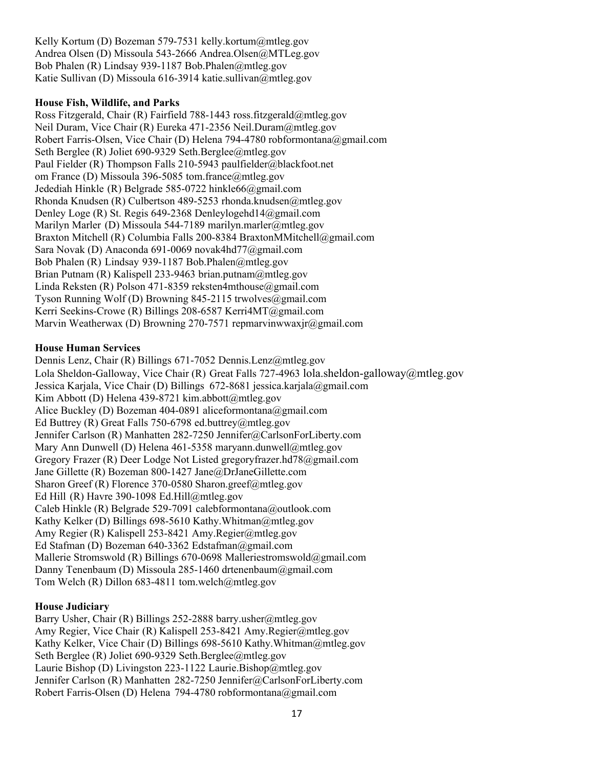Kelly Kortum (D) Bozeman 579-7531 kelly.kortum@mtleg.gov
Andrea Olsen (D) Missoula 543-2666 Andrea.Olsen@MTLeg.gov
Bob Phalen (R) Lindsay 939-1187 Bob.Phalen@mtleg.gov
Katie Sullivan (D) Missoula 616-3914 katie.sullivan@mtleg.gov

**House Fish, Wildlife, and Parks**

Ross Fitzgerald, Chair (R) Fairfield 788-1443 ross.fitzgerald@mtleg.gov
Neil Duram, Vice Chair (R) Eureka 471-2356 Neil.Duram@mtleg.gov
Robert Farris-Olsen, Vice Chair (D) Helena 794-4780 robformontana@gmail.com
Seth Berglee (R) Joliet 690-9329 Seth.Berglee@mtleg.gov
Paul Fielder (R) Thompson Falls 210-5943 paulfielder@blackfoot.net
om France (D) Missoula 396-5085 tom.france@mtleg.gov
Jedediah Hinkle (R) Belgrade 585-0722 hinkle66@gmail.com
Rhonda Knudsen (R) Culbertson 489-5253 rhonda.knudsen@mtleg.gov
Denley Loge (R) St. Regis 649-2368 Denleylogehd14@gmail.com
Marilyn Marler (D) Missoula 544-7189 marilyn.marler@mtleg.gov
Braxton Mitchell (R) Columbia Falls 200-8384 BraxtonMMitchell@gmail.com
Sara Novak (D) Anaconda 691-0069 novak4hd77@gmail.com
Bob Phalen (R) Lindsay 939-1187 Bob.Phalen@mtleg.gov
Brian Putnam (R) Kalispell 233-9463 brian.putnam@mtleg.gov
Linda Reksten (R) Polson 471-8359 reksten4mthouse@gmail.com
Tyson Running Wolf (D) Browning 845-2115 trwolves@gmail.com
Kerri Seekins-Crowe (R) Billings 208-6587 Kerri4MT@gmail.com
Marvin Weatherwax (D) Browning 270-7571 repmarvinwwaxjr@gmail.com

**House Human Services**

Dennis Lenz, Chair (R) Billings 671-7052 Dennis.Lenz@mtleg.gov
Lola Sheldon-Galloway, Vice Chair (R) Great Falls 727-4963 lola.sheldon-galloway@mtleg.gov
Jessica Karjala, Vice Chair (D) Billings 672-8681 jessica.karjala@gmail.com
Kim Abbott (D) Helena 439-8721 kim.abbott@mtleg.gov
Alice Buckley (D) Bozeman 404-0891 aliceformontana@gmail.com
Ed Buttrey (R) Great Falls 750-6798 ed.buttrey@mtleg.gov
Jennifer Carlson (R) Manhatten 282-7250 Jennifer@CarlsonForLiberty.com
Mary Ann Dunwell (D) Helena 461-5358 maryann.dunwell@mtleg.gov
Gregory Frazer (R) Deer Lodge Not Listed gregoryfrazer.hd78@gmail.com
Jane Gillette (R) Bozeman 800-1427 Jane@DrJaneGillette.com
Sharon Greef (R) Florence 370-0580 Sharon.greef@mtleg.gov
Ed Hill (R) Havre 390-1098 Ed.Hill@mtleg.gov
Caleb Hinkle (R) Belgrade 529-7091 calebformontana@outlook.com
Kathy Kelker (D) Billings 698-5610 Kathy.Whitman@mtleg.gov
Amy Regier (R) Kalispell 253-8421 Amy.Regier@mtleg.gov
Ed Stafman (D) Bozeman 640-3362 Edstafman@gmail.com
Mallerie Stromswold (R) Billings 670-0698 Malleriestromswold@gmail.com
Danny Tenenbaum (D) Missoula 285-1460 drtenenbaum@gmail.com
Tom Welch (R) Dillon 683-4811 tom.welch@mtleg.gov

**House Judiciary**

Barry Usher, Chair (R) Billings 252-2888 barry.usher@mtleg.gov
Amy Regier, Vice Chair (R) Kalispell 253-8421 Amy.Regier@mtleg.gov
Kathy Kelker, Vice Chair (D) Billings 698-5610 Kathy.Whitman@mtleg.gov
Seth Berglee (R) Joliet 690-9329 Seth.Berglee@mtleg.gov
Laurie Bishop (D) Livingston 223-1122 Laurie.Bishop@mtleg.gov
Jennifer Carlson (R) Manhatten 282-7250 Jennifer@CarlsonForLiberty.com
Robert Farris-Olsen (D) Helena 794-4780 robformontana@gmail.com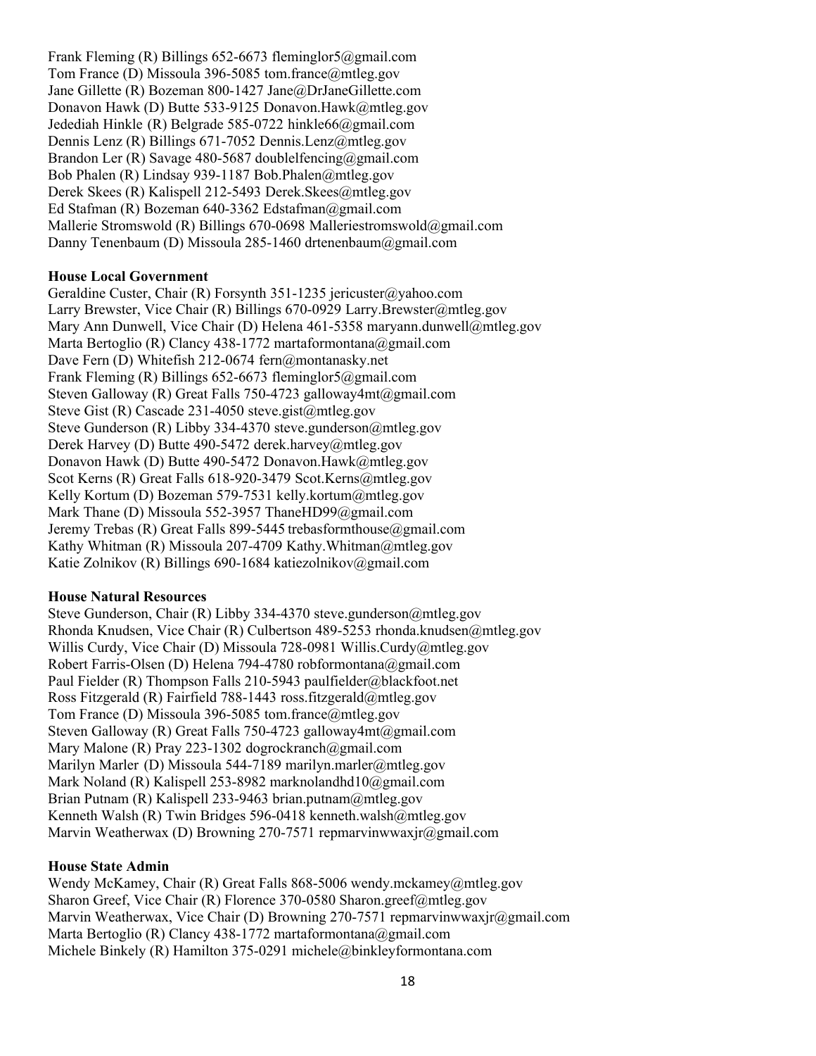Frank Fleming (R) Billings 652-6673 fleminglor5@gmail.com
Tom France (D) Missoula 396-5085 tom.france@mtleg.gov
Jane Gillette (R) Bozeman 800-1427 Jane@DrJaneGillette.com
Donavon Hawk (D) Butte 533-9125 Donavon.Hawk@mtleg.gov
Jedediah Hinkle (R) Belgrade 585-0722 hinkle66@gmail.com
Dennis Lenz (R) Billings 671-7052 Dennis.Lenz@mtleg.gov
Brandon Ler (R) Savage 480-5687 doublelfencing@gmail.com
Bob Phalen (R) Lindsay 939-1187 Bob.Phalen@mtleg.gov
Derek Skees (R) Kalispell 212-5493 Derek.Skees@mtleg.gov
Ed Stafman (R) Bozeman 640-3362 Edstafman@gmail.com
Mallerie Stromswold (R) Billings 670-0698 Malleriestromswold@gmail.com
Danny Tenenbaum (D) Missoula 285-1460 drtenenbaum@gmail.com

**House Local Government**

Geraldine Custer, Chair (R) Forsynth 351-1235 jericuster@yahoo.com
Larry Brewster, Vice Chair (R) Billings 670-0929 Larry.Brewster@mtleg.gov
Mary Ann Dunwell, Vice Chair (D) Helena 461-5358 maryann.dunwell@mtleg.gov
Marta Bertoglio (R) Clancy 438-1772 martaformontana@gmail.com
Dave Fern (D) Whitefish 212-0674 fern@montanasky.net
Frank Fleming (R) Billings 652-6673 fleminglor5@gmail.com
Steven Galloway (R) Great Falls 750-4723 galloway4mt@gmail.com
Steve Gist (R) Cascade 231-4050 steve.gist@mtleg.gov
Steve Gunderson (R) Libby 334-4370 steve.gunderson@mtleg.gov
Derek Harvey (D) Butte 490-5472 derek.harvey@mtleg.gov
Donavon Hawk (D) Butte 490-5472 Donavon.Hawk@mtleg.gov
Scot Kerns (R) Great Falls 618-920-3479 Scot.Kerns@mtleg.gov
Kelly Kortum (D) Bozeman 579-7531 kelly.kortum@mtleg.gov
Mark Thane (D) Missoula 552-3957 ThaneHD99@gmail.com
Jeremy Trebas (R) Great Falls 899-5445 trebasformthouse@gmail.com
Kathy Whitman (R) Missoula 207-4709 Kathy.Whitman@mtleg.gov
Katie Zolnikov (R) Billings 690-1684 katiezolnikov@gmail.com

**House Natural Resources**

Steve Gunderson, Chair (R) Libby 334-4370 steve.gunderson@mtleg.gov
Rhonda Knudsen, Vice Chair (R) Culbertson 489-5253 rhonda.knudsen@mtleg.gov
Willis Curdy, Vice Chair (D) Missoula 728-0981 Willis.Curdy@mtleg.gov
Robert Farris-Olsen (D) Helena 794-4780 robformontana@gmail.com
Paul Fielder (R) Thompson Falls 210-5943 paulfielder@blackfoot.net
Ross Fitzgerald (R) Fairfield 788-1443 ross.fitzgerald@mtleg.gov
Tom France (D) Missoula 396-5085 tom.france@mtleg.gov
Steven Galloway (R) Great Falls 750-4723 galloway4mt@gmail.com
Mary Malone (R) Pray 223-1302 dogrockranch@gmail.com
Marilyn Marler (D) Missoula 544-7189 marilyn.marler@mtleg.gov
Mark Noland (R) Kalispell 253-8982 marknolandhd10@gmail.com
Brian Putnam (R) Kalispell 233-9463 brian.putnam@mtleg.gov
Kenneth Walsh (R) Twin Bridges 596-0418 kenneth.walsh@mtleg.gov
Marvin Weatherwax (D) Browning 270-7571 repmarvinwwaxjr@gmail.com

**House State Admin**

Wendy McKamey, Chair (R) Great Falls 868-5006 wendy.mckamey@mtleg.gov
Sharon Greef, Vice Chair (R) Florence 370-0580 Sharon.greef@mtleg.gov
Marvin Weatherwax, Vice Chair (D) Browning 270-7571 repmarvinwwaxjr@gmail.com
Marta Bertoglio (R) Clancy 438-1772 martaformontana@gmail.com
Michele Binkely (R) Hamilton 375-0291 michele@binkleyformontana.com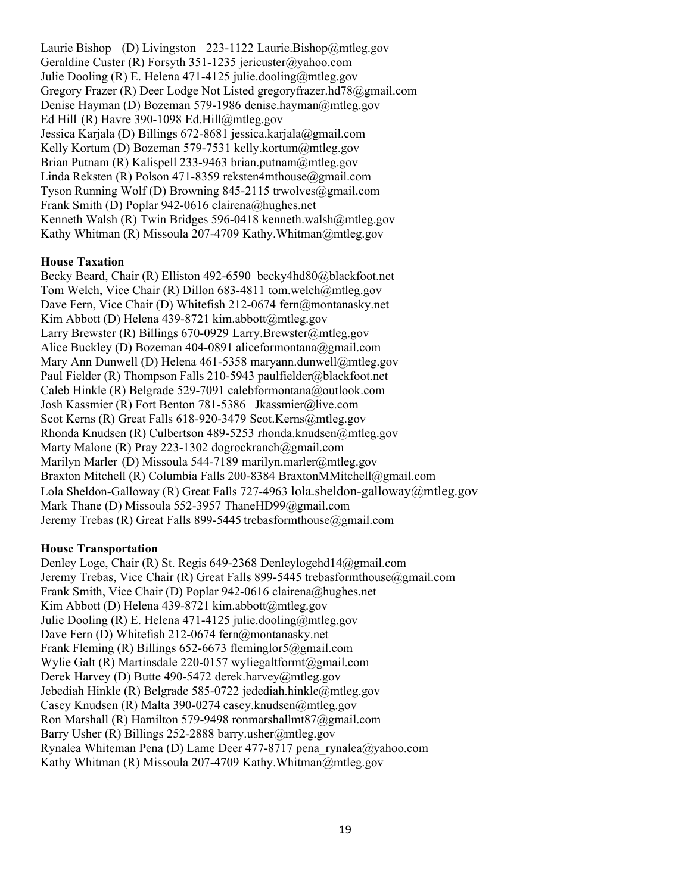Laurie Bishop (D) Livingston 223-1122 Laurie.Bishop@mtleg.gov
Geraldine Custer (R) Forsyth 351-1235 jericuster@yahoo.com
Julie Dooling (R) E. Helena 471-4125 julie.dooling@mtleg.gov
Gregory Frazer (R) Deer Lodge Not Listed gregoryfrazer.hd78@gmail.com
Denise Hayman (D) Bozeman 579-1986 denise.hayman@mtleg.gov
Ed Hill (R) Havre 390-1098 Ed.Hill@mtleg.gov
Jessica Karjala (D) Billings 672-8681 jessica.karjala@gmail.com
Kelly Kortum (D) Bozeman 579-7531 kelly.kortum@mtleg.gov
Brian Putnam (R) Kalispell 233-9463 brian.putnam@mtleg.gov
Linda Reksten (R) Polson 471-8359 reksten4mthouse@gmail.com
Tyson Running Wolf (D) Browning 845-2115 trwolves@gmail.com
Frank Smith (D) Poplar 942-0616 clairena@hughes.net
Kenneth Walsh (R) Twin Bridges 596-0418 kenneth.walsh@mtleg.gov
Kathy Whitman (R) Missoula 207-4709 Kathy.Whitman@mtleg.gov

**House Taxation**

Becky Beard, Chair (R) Elliston 492-6590 becky4hd80@blackfoot.net
Tom Welch, Vice Chair (R) Dillon 683-4811 tom.welch@mtleg.gov
Dave Fern, Vice Chair (D) Whitefish 212-0674 fern@montanasky.net
Kim Abbott (D) Helena 439-8721 kim.abbott@mtleg.gov
Larry Brewster (R) Billings 670-0929 Larry.Brewster@mtleg.gov
Alice Buckley (D) Bozeman 404-0891 aliceformontana@gmail.com
Mary Ann Dunwell (D) Helena 461-5358 maryann.dunwell@mtleg.gov
Paul Fielder (R) Thompson Falls 210-5943 paulfielder@blackfoot.net
Caleb Hinkle (R) Belgrade 529-7091 calebformontana@outlook.com
Josh Kassmier (R) Fort Benton 781-5386 Jkassmier@live.com
Scot Kerns (R) Great Falls 618-920-3479 Scot.Kerns@mtleg.gov
Rhonda Knudsen (R) Culbertson 489-5253 rhonda.knudsen@mtleg.gov
Marty Malone (R) Pray 223-1302 dogrockranch@gmail.com
Marilyn Marler (D) Missoula 544-7189 marilyn.marler@mtleg.gov
Braxton Mitchell (R) Columbia Falls 200-8384 BraxtonMMitchell@gmail.com
Lola Sheldon-Galloway (R) Great Falls 727-4963 lola.sheldon-galloway@mtleg.gov
Mark Thane (D) Missoula 552-3957 ThaneHD99@gmail.com
Jeremy Trebas (R) Great Falls 899-5445 trebasformthouse@gmail.com

**House Transportation**

Denley Loge, Chair (R) St. Regis 649-2368 Denleylogehd14@gmail.com
Jeremy Trebas, Vice Chair (R) Great Falls 899-5445 trebasformthouse@gmail.com
Frank Smith, Vice Chair (D) Poplar 942-0616 clairena@hughes.net
Kim Abbott (D) Helena 439-8721 kim.abbott@mtleg.gov
Julie Dooling (R) E. Helena 471-4125 julie.dooling@mtleg.gov
Dave Fern (D) Whitefish 212-0674 fern@montanasky.net
Frank Fleming (R) Billings 652-6673 fleminglor5@gmail.com
Wylie Galt (R) Martinsdale 220-0157 wyliegaltformt@gmail.com
Derek Harvey (D) Butte 490-5472 derek.harvey@mtleg.gov
Jebediah Hinkle (R) Belgrade 585-0722 jedediah.hinkle@mtleg.gov
Casey Knudsen (R) Malta 390-0274 casey.knudsen@mtleg.gov
Ron Marshall (R) Hamilton 579-9498 ronmarshallmt87@gmail.com
Barry Usher (R) Billings 252-2888 barry.usher@mtleg.gov
Rynalea Whiteman Pena (D) Lame Deer 477-8717 pena_rynalea@yahoo.com
Kathy Whitman (R) Missoula 207-4709 Kathy.Whitman@mtleg.gov